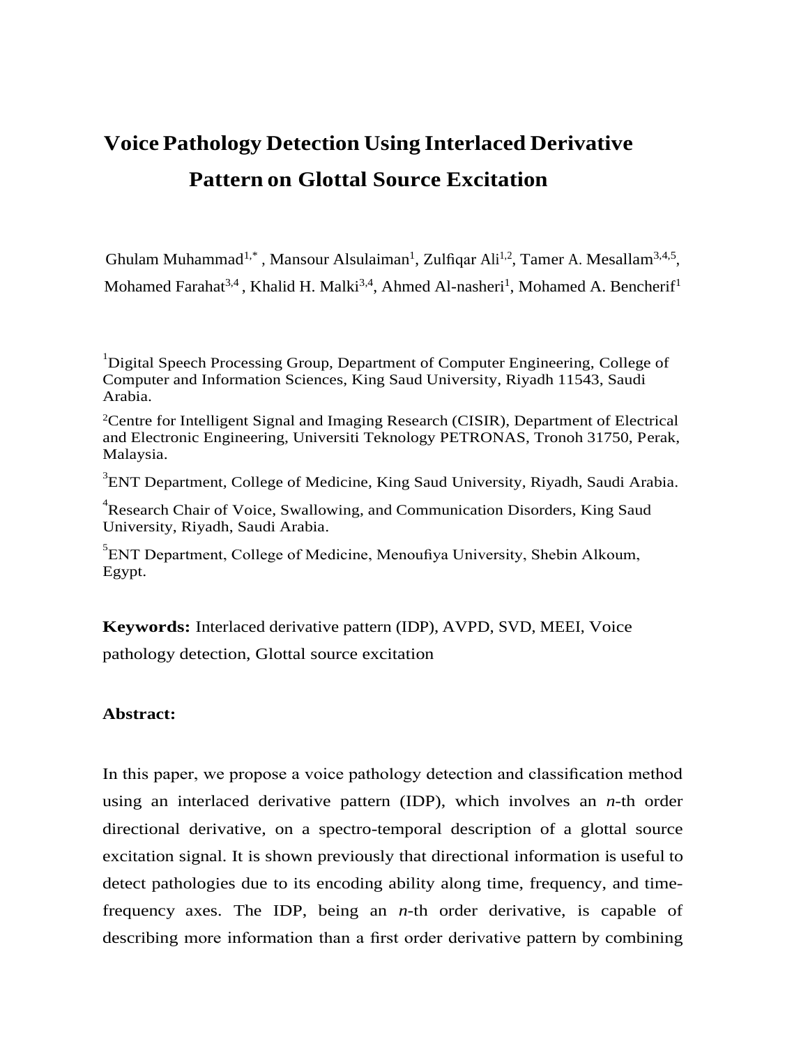# Voice Pathology Detection Using Interlaced Derivative Pattern on Glottal Source Excitation

Ghulam Muhammad[1,*], Mansour Alsulaiman[1], Zulfiqar Ali[1,2], Tamer A. Mesallam[3,4,5], Mohamed Farahat[3,4], Khalid H. Malki[3,4], Ahmed Al-nasheri[1], Mohamed A. Bencherif[1]

[1]Digital Speech Processing Group, Department of Computer Engineering, College of Computer and Information Sciences, King Saud University, Riyadh 11543, Saudi Arabia.

[2]Centre for Intelligent Signal and Imaging Research (CISIR), Department of Electrical and Electronic Engineering, Universiti Teknology PETRONAS, Tronoh 31750, Perak, Malaysia.

[3]ENT Department, College of Medicine, King Saud University, Riyadh, Saudi Arabia.

[4]Research Chair of Voice, Swallowing, and Communication Disorders, King Saud University, Riyadh, Saudi Arabia.

[5]ENT Department, College of Medicine, Menoufiya University, Shebin Alkoum, Egypt.

**Keywords:** Interlaced derivative pattern (IDP), AVPD, SVD, MEEI, Voice pathology detection, Glottal source excitation

**Abstract:**

In this paper, we propose a voice pathology detection and classification method using an interlaced derivative pattern (IDP), which involves an *n*-th order directional derivative, on a spectro-temporal description of a glottal source excitation signal. It is shown previously that directional information is useful to detect pathologies due to its encoding ability along time, frequency, and time-frequency axes. The IDP, being an *n*-th order derivative, is capable of describing more information than a first order derivative pattern by combining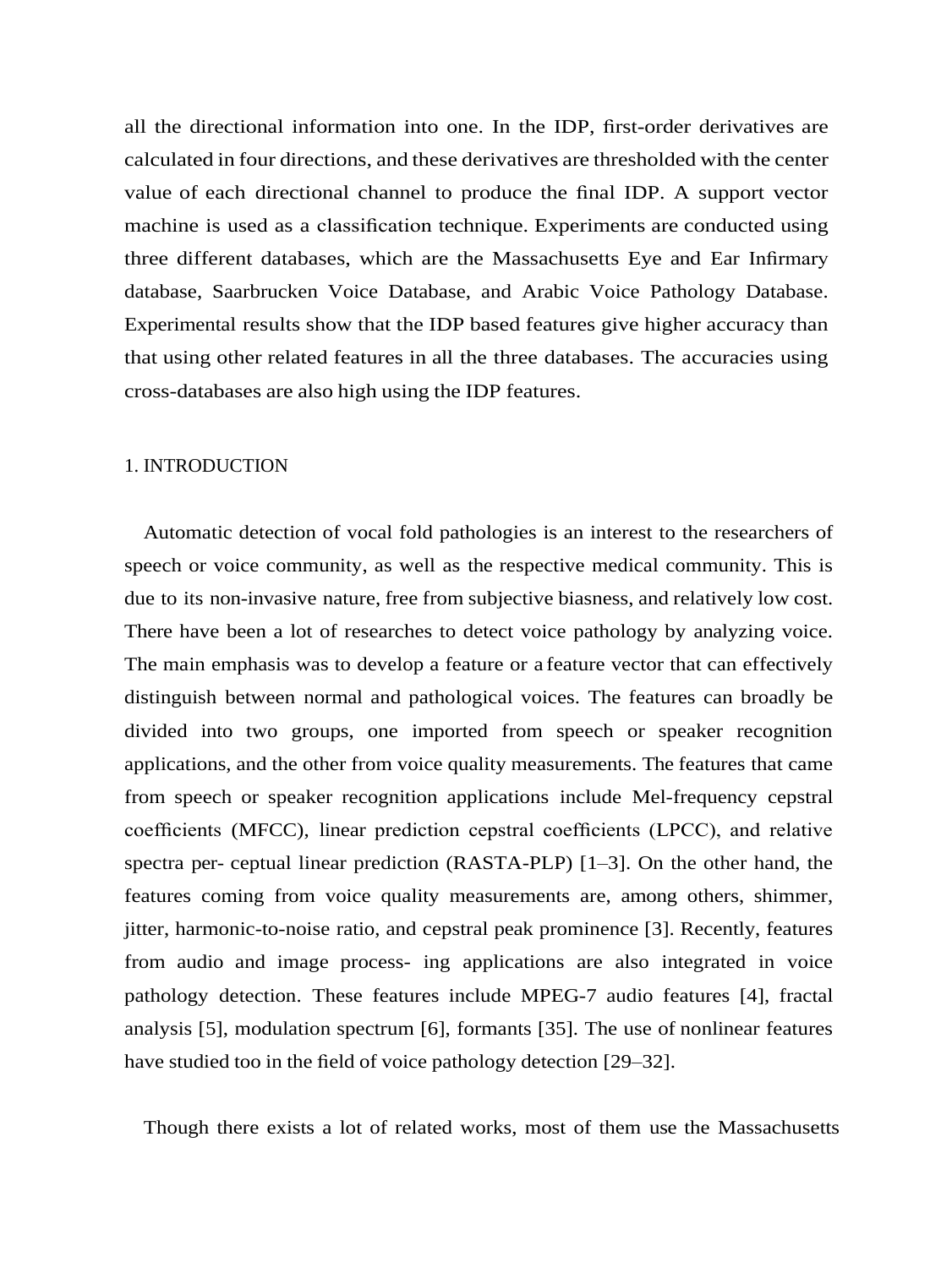all the directional information into one. In the IDP, first-order derivatives are calculated in four directions, and these derivatives are thresholded with the center value of each directional channel to produce the final IDP. A support vector machine is used as a classification technique. Experiments are conducted using three different databases, which are the Massachusetts Eye and Ear Infirmary database, Saarbrucken Voice Database, and Arabic Voice Pathology Database. Experimental results show that the IDP based features give higher accuracy than that using other related features in all the three databases. The accuracies using cross-databases are also high using the IDP features.

## 1. INTRODUCTION

Automatic detection of vocal fold pathologies is an interest to the researchers of speech or voice community, as well as the respective medical community. This is due to its non-invasive nature, free from subjective biasness, and relatively low cost. There have been a lot of researches to detect voice pathology by analyzing voice. The main emphasis was to develop a feature or a feature vector that can effectively distinguish between normal and pathological voices. The features can broadly be divided into two groups, one imported from speech or speaker recognition applications, and the other from voice quality measurements. The features that came from speech or speaker recognition applications include Mel-frequency cepstral coefficients (MFCC), linear prediction cepstral coefficients (LPCC), and relative spectra per- ceptual linear prediction (RASTA-PLP) [1–3]. On the other hand, the features coming from voice quality measurements are, among others, shimmer, jitter, harmonic-to-noise ratio, and cepstral peak prominence [3]. Recently, features from audio and image process- ing applications are also integrated in voice pathology detection. These features include MPEG-7 audio features [4], fractal analysis [5], modulation spectrum [6], formants [35]. The use of nonlinear features have studied too in the field of voice pathology detection [29–32].

Though there exists a lot of related works, most of them use the Massachusetts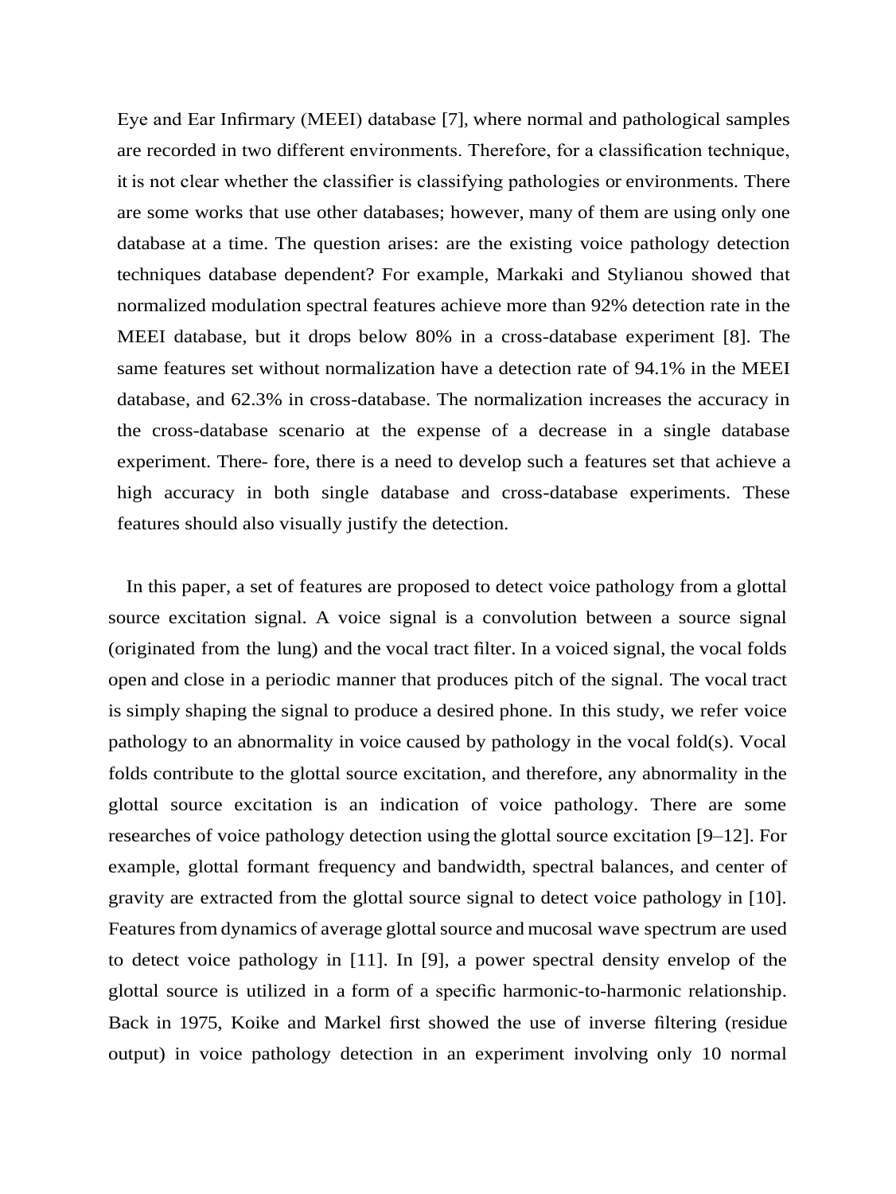Eye and Ear Infirmary (MEEI) database [7], where normal and pathological samples are recorded in two different environments. Therefore, for a classification technique, it is not clear whether the classifier is classifying pathologies or environments. There are some works that use other databases; however, many of them are using only one database at a time. The question arises: are the existing voice pathology detection techniques database dependent? For example, Markaki and Stylianou showed that normalized modulation spectral features achieve more than 92% detection rate in the MEEI database, but it drops below 80% in a cross-database experiment [8]. The same features set without normalization have a detection rate of 94.1% in the MEEI database, and 62.3% in cross-database. The normalization increases the accuracy in the cross-database scenario at the expense of a decrease in a single database experiment. There- fore, there is a need to develop such a features set that achieve a high accuracy in both single database and cross-database experiments. These features should also visually justify the detection.

In this paper, a set of features are proposed to detect voice pathology from a glottal source excitation signal. A voice signal is a convolution between a source signal (originated from the lung) and the vocal tract filter. In a voiced signal, the vocal folds open and close in a periodic manner that produces pitch of the signal. The vocal tract is simply shaping the signal to produce a desired phone. In this study, we refer voice pathology to an abnormality in voice caused by pathology in the vocal fold(s). Vocal folds contribute to the glottal source excitation, and therefore, any abnormality in the glottal source excitation is an indication of voice pathology. There are some researches of voice pathology detection using the glottal source excitation [9–12]. For example, glottal formant frequency and bandwidth, spectral balances, and center of gravity are extracted from the glottal source signal to detect voice pathology in [10]. Features from dynamics of average glottal source and mucosal wave spectrum are used to detect voice pathology in [11]. In [9], a power spectral density envelop of the glottal source is utilized in a form of a specific harmonic-to-harmonic relationship. Back in 1975, Koike and Markel first showed the use of inverse filtering (residue output) in voice pathology detection in an experiment involving only 10 normal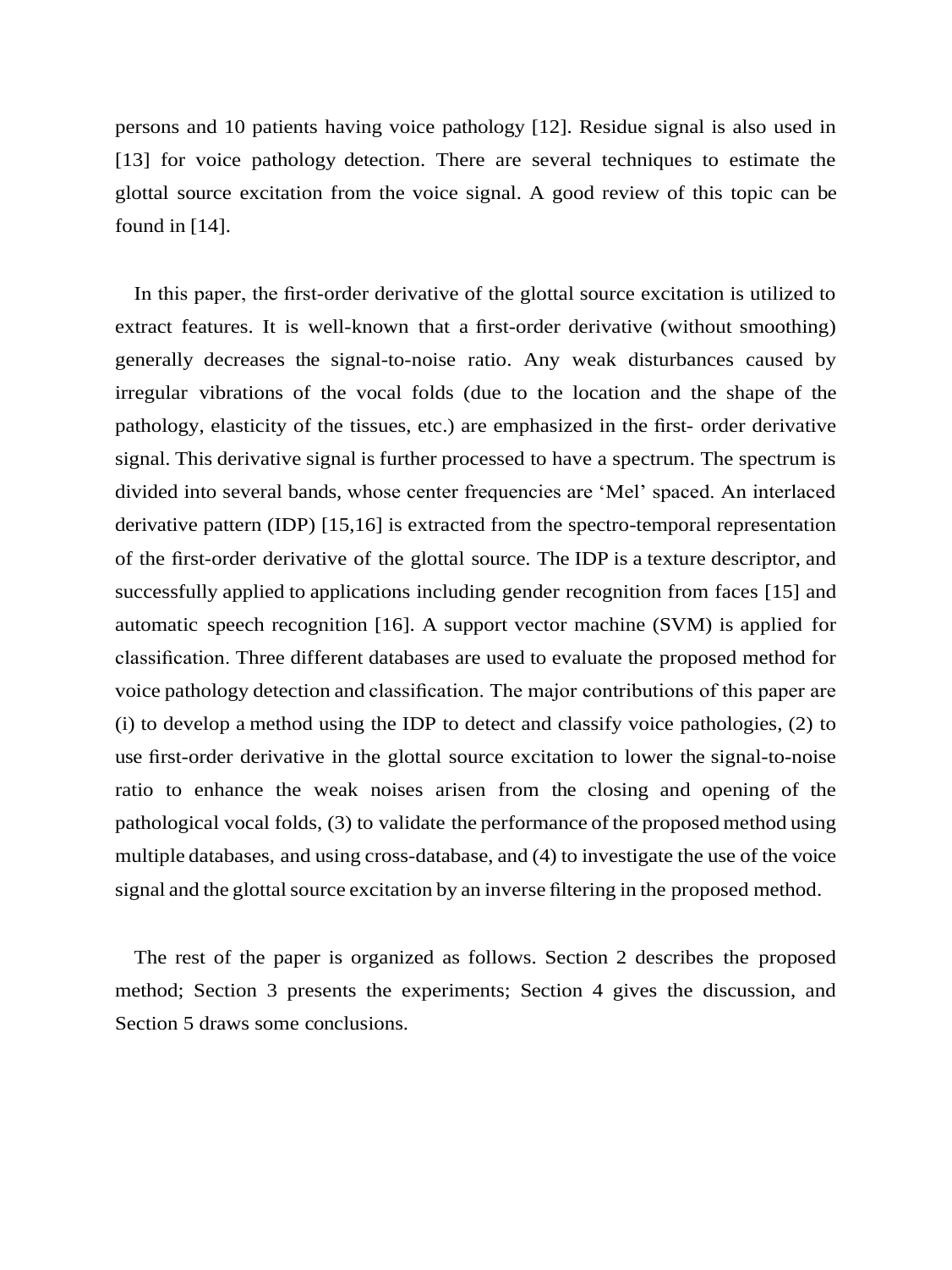persons and 10 patients having voice pathology [12]. Residue signal is also used in [13] for voice pathology detection. There are several techniques to estimate the glottal source excitation from the voice signal. A good review of this topic can be found in [14].

In this paper, the first-order derivative of the glottal source excitation is utilized to extract features. It is well-known that a first-order derivative (without smoothing) generally decreases the signal-to-noise ratio. Any weak disturbances caused by irregular vibrations of the vocal folds (due to the location and the shape of the pathology, elasticity of the tissues, etc.) are emphasized in the first- order derivative signal. This derivative signal is further processed to have a spectrum. The spectrum is divided into several bands, whose center frequencies are 'Mel' spaced. An interlaced derivative pattern (IDP) [15,16] is extracted from the spectro-temporal representation of the first-order derivative of the glottal source. The IDP is a texture descriptor, and successfully applied to applications including gender recognition from faces [15] and automatic speech recognition [16]. A support vector machine (SVM) is applied for classification. Three different databases are used to evaluate the proposed method for voice pathology detection and classification. The major contributions of this paper are (i) to develop a method using the IDP to detect and classify voice pathologies, (2) to use first-order derivative in the glottal source excitation to lower the signal-to-noise ratio to enhance the weak noises arisen from the closing and opening of the pathological vocal folds, (3) to validate the performance of the proposed method using multiple databases, and using cross-database, and (4) to investigate the use of the voice signal and the glottal source excitation by an inverse filtering in the proposed method.

The rest of the paper is organized as follows. Section 2 describes the proposed method; Section 3 presents the experiments; Section 4 gives the discussion, and Section 5 draws some conclusions.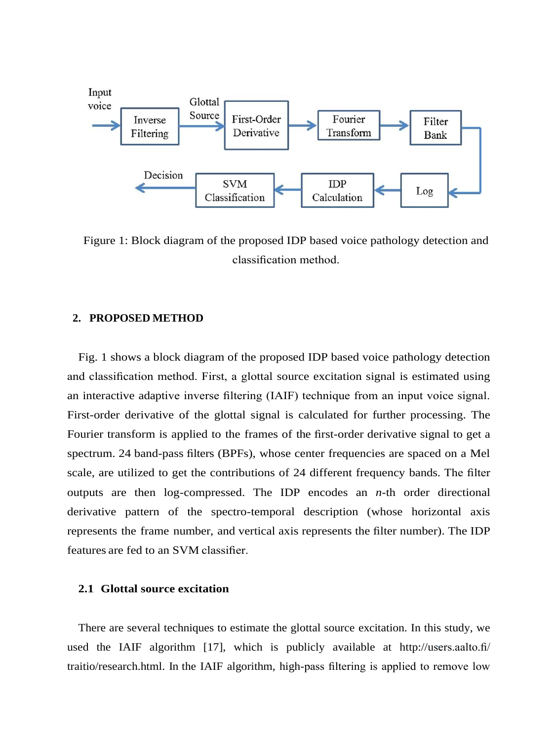Figure 1: Block diagram of the proposed IDP based voice pathology detection and classification method.

## 2. PROPOSED METHOD

Fig. 1 shows a block diagram of the proposed IDP based voice pathology detection and classification method. First, a glottal source excitation signal is estimated using an interactive adaptive inverse filtering (IAIF) technique from an input voice signal. First-order derivative of the glottal signal is calculated for further processing. The Fourier transform is applied to the frames of the first-order derivative signal to get a spectrum. 24 band-pass filters (BPFs), whose center frequencies are spaced on a Mel scale, are utilized to get the contributions of 24 different frequency bands. The filter outputs are then log-compressed. The IDP encodes an $n$-th order directional derivative pattern of the spectro-temporal description (whose horizontal axis represents the frame number, and vertical axis represents the filter number). The IDP features are fed to an SVM classifier.

### 2.1 Glottal source excitation

There are several techniques to estimate the glottal source excitation. In this study, we used the IAIF algorithm [17], which is publicly available at http://users.aalto.fi/traitio/research.html. In the IAIF algorithm, high-pass filtering is applied to remove low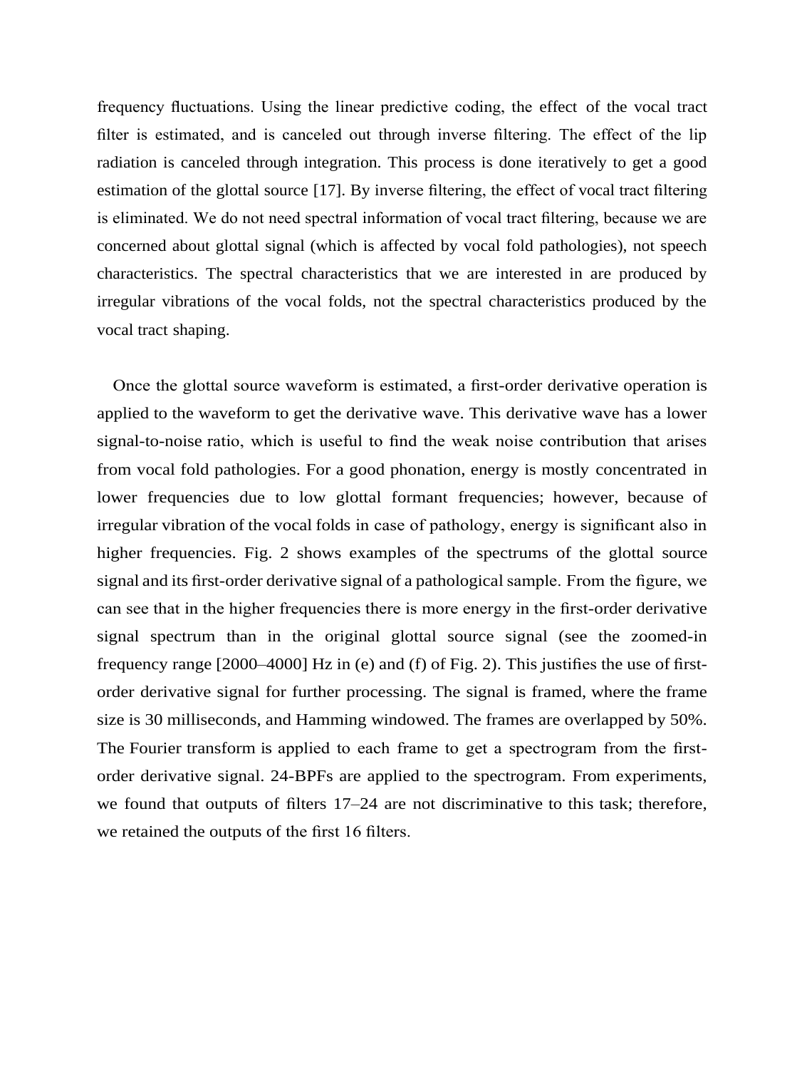frequency fluctuations. Using the linear predictive coding, the effect of the vocal tract filter is estimated, and is canceled out through inverse filtering. The effect of the lip radiation is canceled through integration. This process is done iteratively to get a good estimation of the glottal source [17]. By inverse filtering, the effect of vocal tract filtering is eliminated. We do not need spectral information of vocal tract filtering, because we are concerned about glottal signal (which is affected by vocal fold pathologies), not speech characteristics. The spectral characteristics that we are interested in are produced by irregular vibrations of the vocal folds, not the spectral characteristics produced by the vocal tract shaping.

Once the glottal source waveform is estimated, a first-order derivative operation is applied to the waveform to get the derivative wave. This derivative wave has a lower signal-to-noise ratio, which is useful to find the weak noise contribution that arises from vocal fold pathologies. For a good phonation, energy is mostly concentrated in lower frequencies due to low glottal formant frequencies; however, because of irregular vibration of the vocal folds in case of pathology, energy is significant also in higher frequencies. Fig. 2 shows examples of the spectrums of the glottal source signal and its first-order derivative signal of a pathological sample. From the figure, we can see that in the higher frequencies there is more energy in the first-order derivative signal spectrum than in the original glottal source signal (see the zoomed-in frequency range [2000–4000] Hz in (e) and (f) of Fig. 2). This justifies the use of first-order derivative signal for further processing. The signal is framed, where the frame size is 30 milliseconds, and Hamming windowed. The frames are overlapped by 50%. The Fourier transform is applied to each frame to get a spectrogram from the first-order derivative signal. 24-BPFs are applied to the spectrogram. From experiments, we found that outputs of filters 17–24 are not discriminative to this task; therefore, we retained the outputs of the first 16 filters.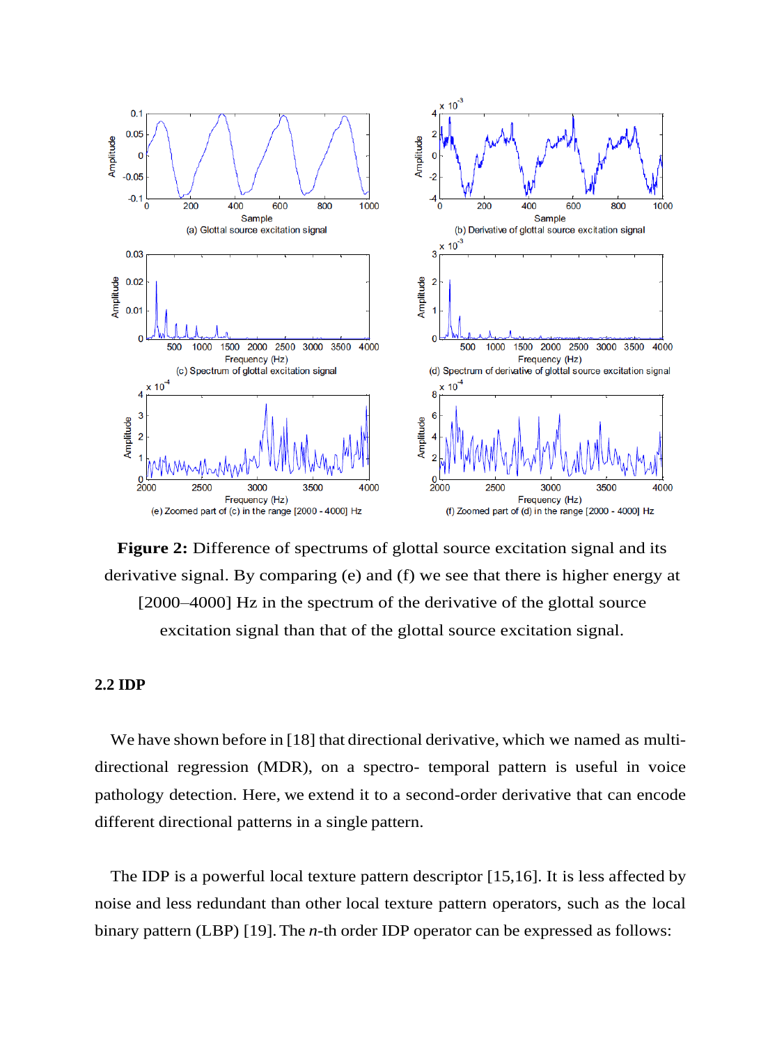**Figure 2:** Difference of spectrums of glottal source excitation signal and its derivative signal. By comparing (e) and (f) we see that there is higher energy at [2000–4000] Hz in the spectrum of the derivative of the glottal source excitation signal than that of the glottal source excitation signal.

## 2.2 IDP

We have shown before in [18] that directional derivative, which we named as multi-directional regression (MDR), on a spectro- temporal pattern is useful in voice pathology detection. Here, we extend it to a second-order derivative that can encode different directional patterns in a single pattern.

The IDP is a powerful local texture pattern descriptor [15,16]. It is less affected by noise and less redundant than other local texture pattern operators, such as the local binary pattern (LBP) [19]. The $n$-th order IDP operator can be expressed as follows: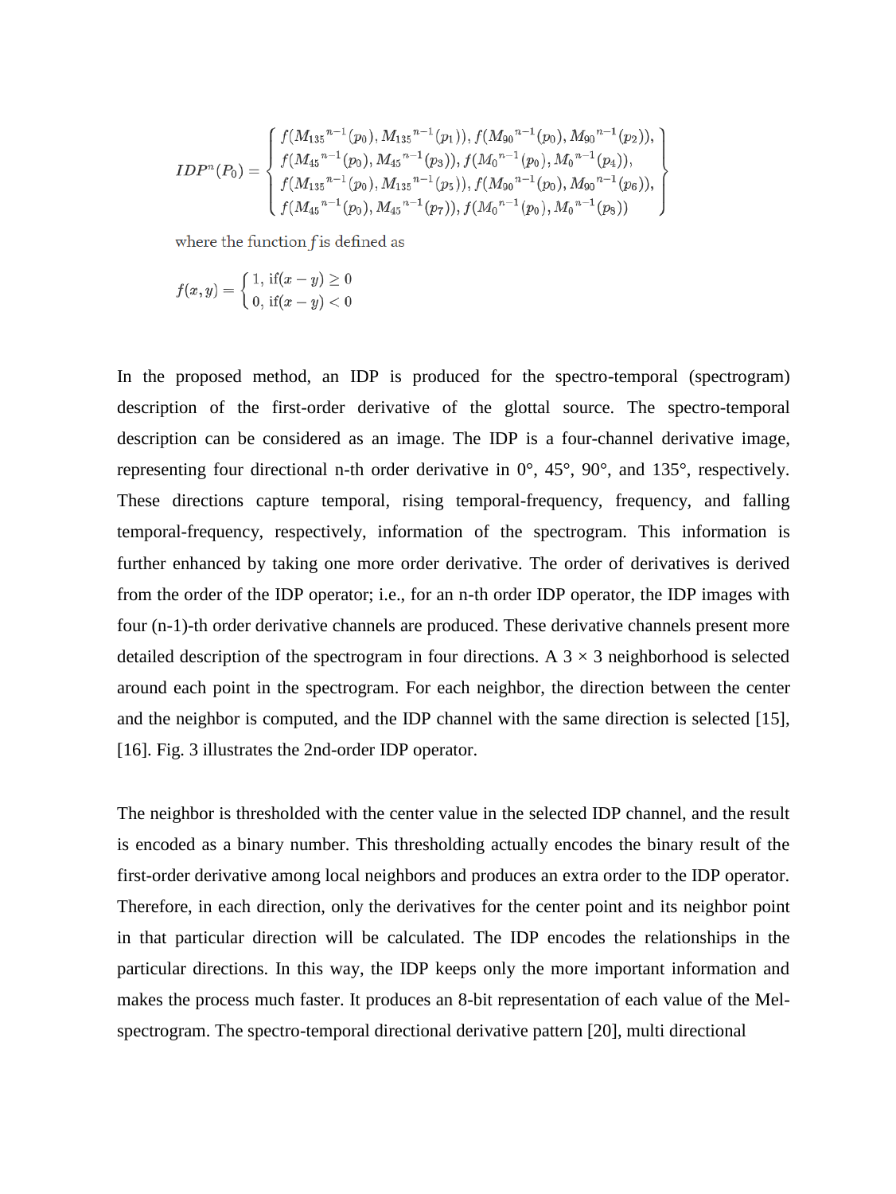$$IDP^n(P_0) = \left\{ \begin{array}{l} f({M_{135}}^{n-1}(p_0), {M_{135}}^{n-1}(p_1)), f({M_{90}}^{n-1}(p_0), {M_{90}}^{n-1}(p_2)), \\ f({M_{45}}^{n-1}(p_0), {M_{45}}^{n-1}(p_3)), f({M_0}^{n-1}(p_0), {M_0}^{n-1}(p_4)), \\ f({M_{135}}^{n-1}(p_0), {M_{135}}^{n-1}(p_5)), f({M_{90}}^{n-1}(p_0), {M_{90}}^{n-1}(p_6)), \\ f({M_{45}}^{n-1}(p_0), {M_{45}}^{n-1}(p_7)), f({M_0}^{n-1}(p_0), {M_0}^{n-1}(p_8)) \end{array} \right\}$$

where the function $f$ is defined as

$$f(x, y) = \begin{cases} 1, \text{ if}(x - y) \geq 0 \\ 0, \text{ if}(x - y) < 0 \end{cases}$$

In the proposed method, an IDP is produced for the spectro-temporal (spectrogram) description of the first-order derivative of the glottal source. The spectro-temporal description can be considered as an image. The IDP is a four-channel derivative image, representing four directional n-th order derivative in 0°, 45°, 90°, and 135°, respectively. These directions capture temporal, rising temporal-frequency, frequency, and falling temporal-frequency, respectively, information of the spectrogram. This information is further enhanced by taking one more order derivative. The order of derivatives is derived from the order of the IDP operator; i.e., for an n-th order IDP operator, the IDP images with four (n-1)-th order derivative channels are produced. These derivative channels present more detailed description of the spectrogram in four directions. A 3 × 3 neighborhood is selected around each point in the spectrogram. For each neighbor, the direction between the center and the neighbor is computed, and the IDP channel with the same direction is selected [15], [16]. Fig. 3 illustrates the 2nd-order IDP operator.

The neighbor is thresholded with the center value in the selected IDP channel, and the result is encoded as a binary number. This thresholding actually encodes the binary result of the first-order derivative among local neighbors and produces an extra order to the IDP operator. Therefore, in each direction, only the derivatives for the center point and its neighbor point in that particular direction will be calculated. The IDP encodes the relationships in the particular directions. In this way, the IDP keeps only the more important information and makes the process much faster. It produces an 8-bit representation of each value of the Mel-spectrogram. The spectro-temporal directional derivative pattern [20], multi directional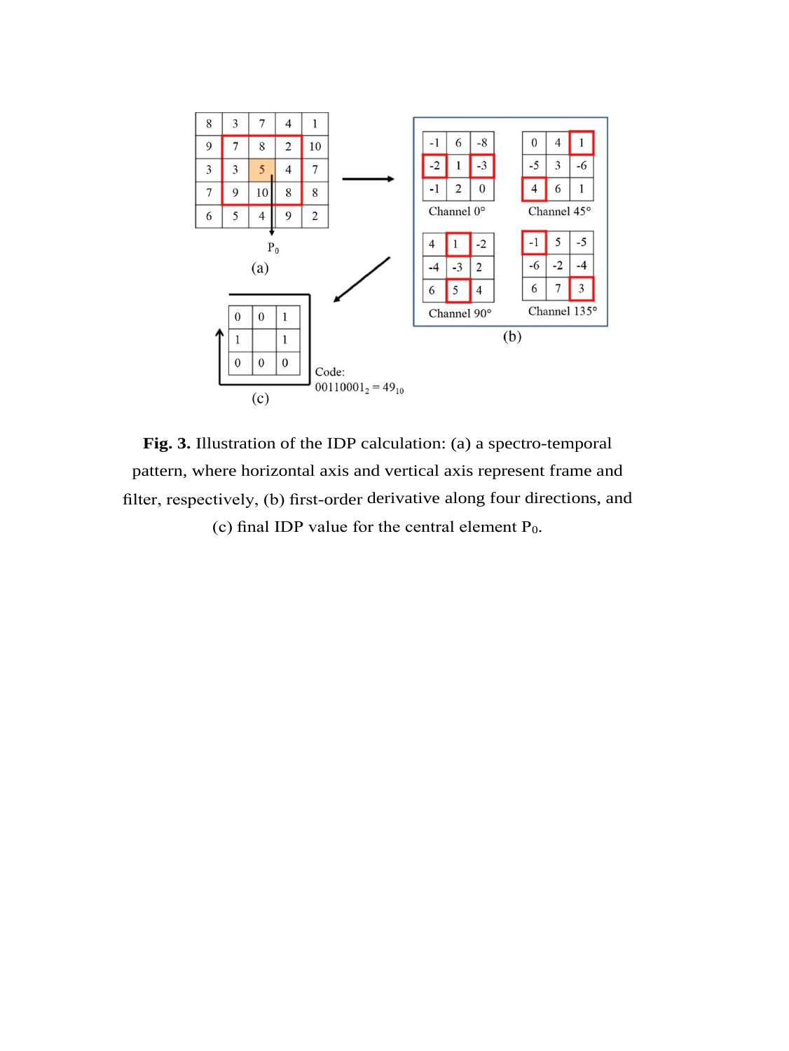Fig. 3. Illustration of the IDP calculation: (a) a spectro-temporal pattern, where horizontal axis and vertical axis represent frame and filter, respectively, (b) first-order derivative along four directions, and (c) final IDP value for the central element $P_0$.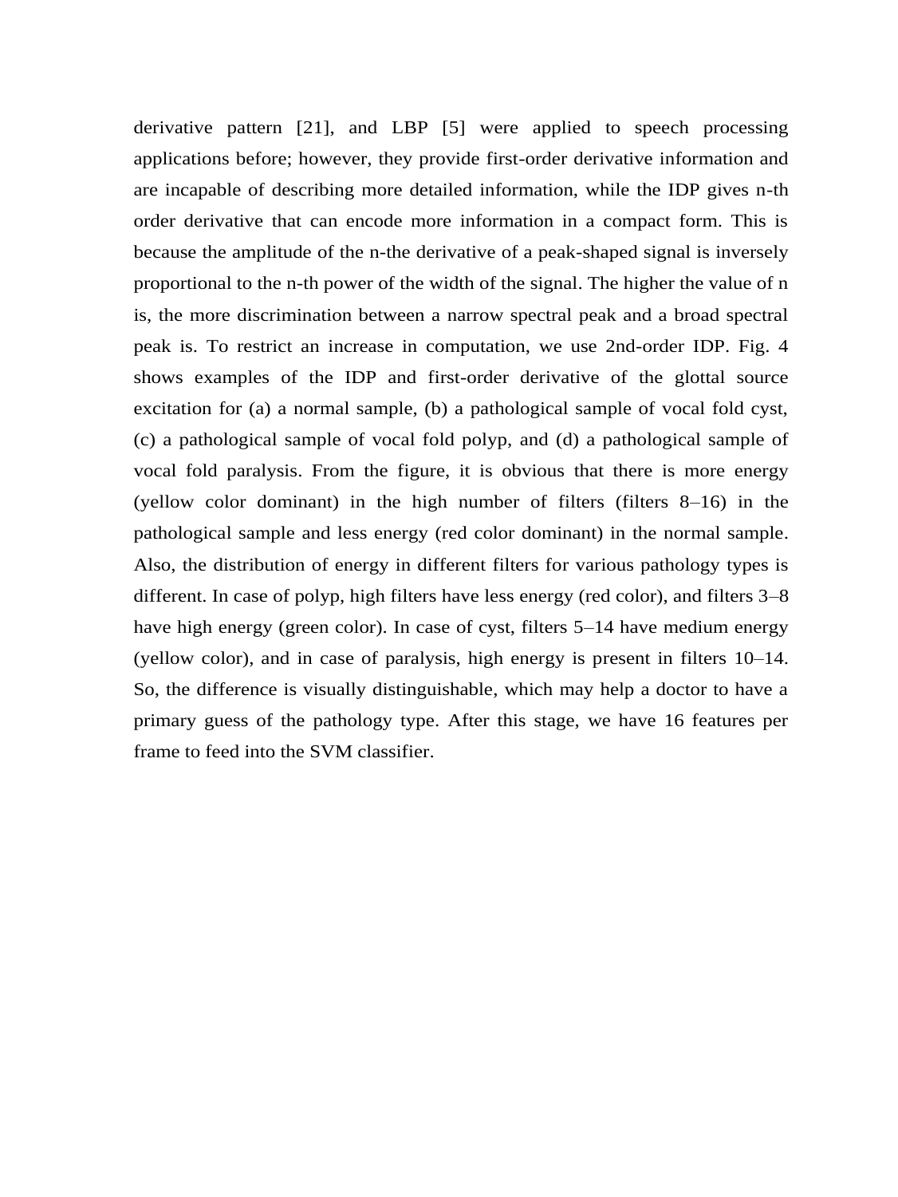derivative pattern [21], and LBP [5] were applied to speech processing applications before; however, they provide first-order derivative information and are incapable of describing more detailed information, while the IDP gives n-th order derivative that can encode more information in a compact form. This is because the amplitude of the n-the derivative of a peak-shaped signal is inversely proportional to the n-th power of the width of the signal. The higher the value of n is, the more discrimination between a narrow spectral peak and a broad spectral peak is. To restrict an increase in computation, we use 2nd-order IDP. Fig. 4 shows examples of the IDP and first-order derivative of the glottal source excitation for (a) a normal sample, (b) a pathological sample of vocal fold cyst, (c) a pathological sample of vocal fold polyp, and (d) a pathological sample of vocal fold paralysis. From the figure, it is obvious that there is more energy (yellow color dominant) in the high number of filters (filters 8–16) in the pathological sample and less energy (red color dominant) in the normal sample. Also, the distribution of energy in different filters for various pathology types is different. In case of polyp, high filters have less energy (red color), and filters 3–8 have high energy (green color). In case of cyst, filters 5–14 have medium energy (yellow color), and in case of paralysis, high energy is present in filters 10–14. So, the difference is visually distinguishable, which may help a doctor to have a primary guess of the pathology type. After this stage, we have 16 features per frame to feed into the SVM classifier.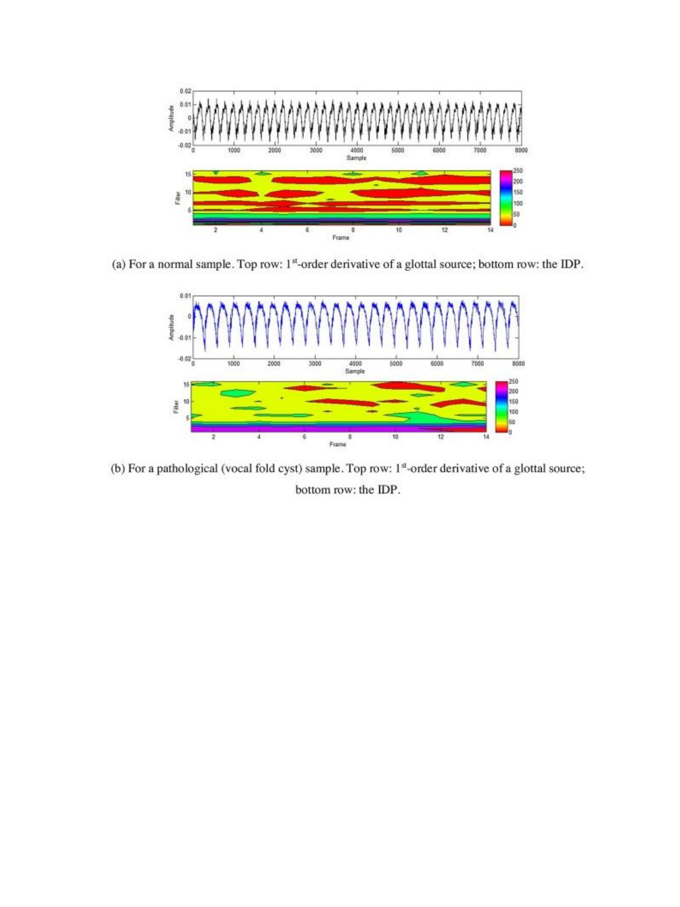(a) For a normal sample. Top row: 1[st]-order derivative of a glottal source; bottom row: the IDP.

(b) For a pathological (vocal fold cyst) sample. Top row: 1[st]-order derivative of a glottal source; bottom row: the IDP.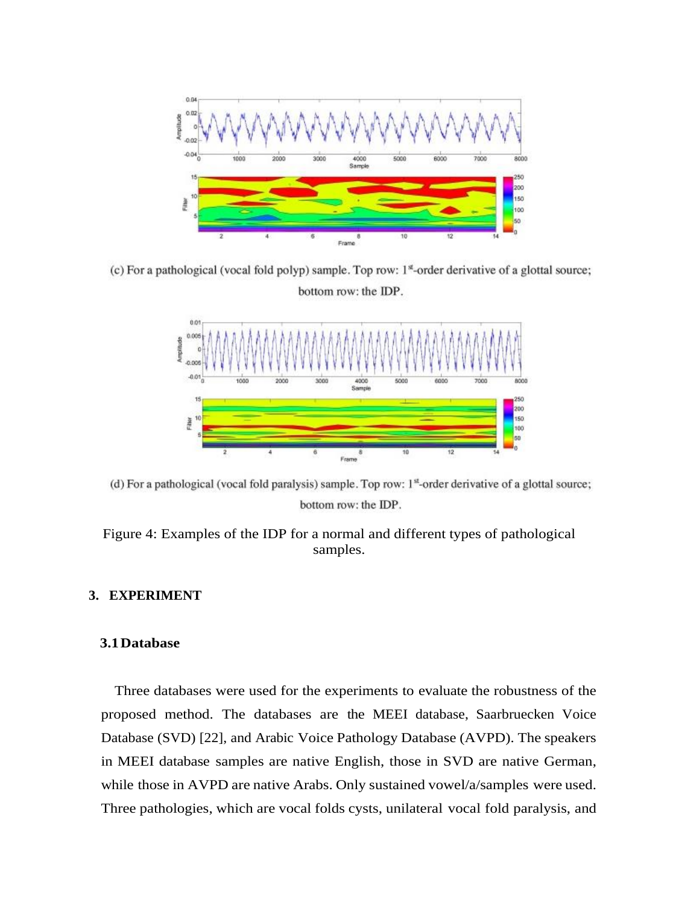(c) For a pathological (vocal fold polyp) sample. Top row: 1[st]-order derivative of a glottal source; bottom row: the IDP.

(d) For a pathological (vocal fold paralysis) sample. Top row: 1[st]-order derivative of a glottal source; bottom row: the IDP.

Figure 4: Examples of the IDP for a normal and different types of pathological samples.

## 3. EXPERIMENT

### 3.1 Database

Three databases were used for the experiments to evaluate the robustness of the proposed method. The databases are the MEEI database, Saarbruecken Voice Database (SVD) [22], and Arabic Voice Pathology Database (AVPD). The speakers in MEEI database samples are native English, those in SVD are native German, while those in AVPD are native Arabs. Only sustained vowel/a/samples were used. Three pathologies, which are vocal folds cysts, unilateral vocal fold paralysis, and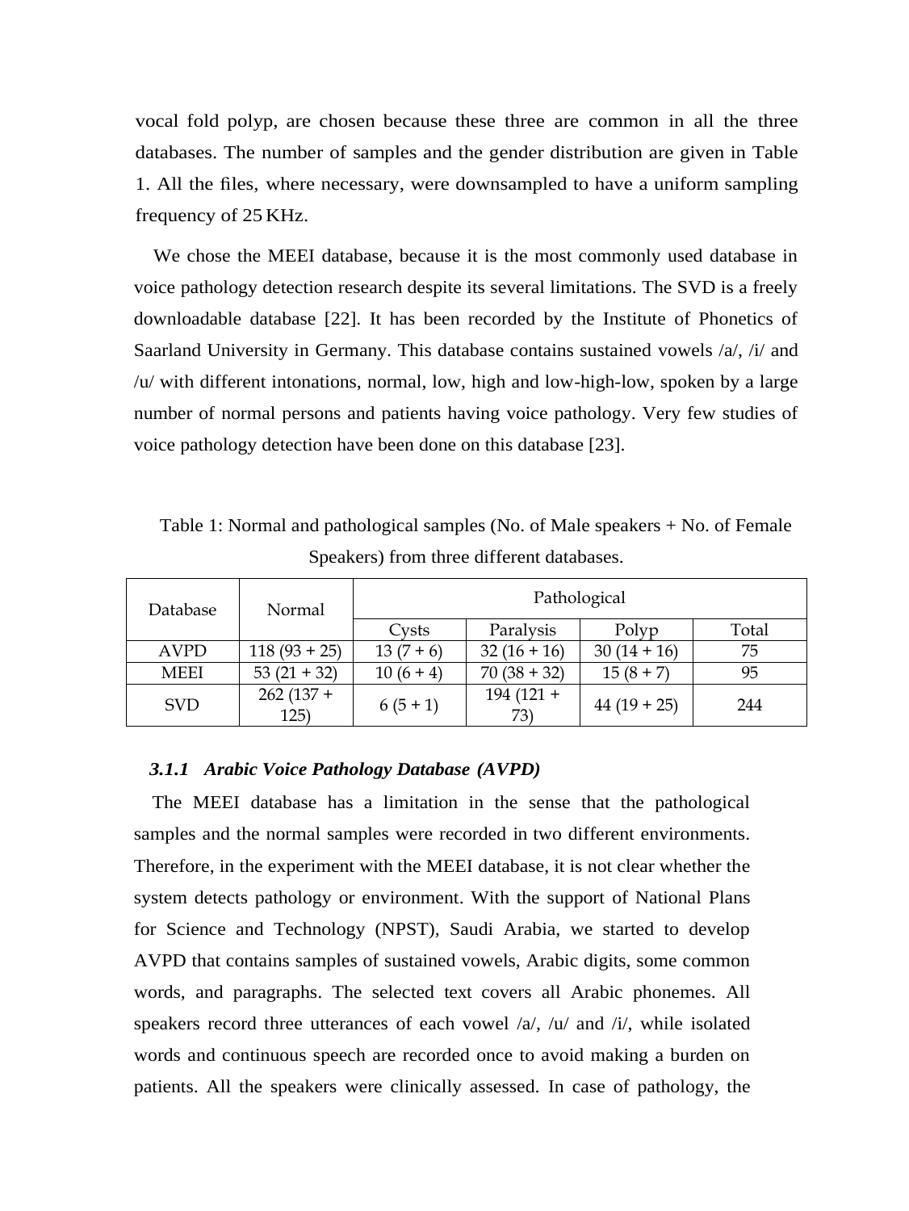vocal fold polyp, are chosen because these three are common in all the three databases. The number of samples and the gender distribution are given in Table 1. All the files, where necessary, were downsampled to have a uniform sampling frequency of 25 KHz.

We chose the MEEI database, because it is the most commonly used database in voice pathology detection research despite its several limitations. The SVD is a freely downloadable database [22]. It has been recorded by the Institute of Phonetics of Saarland University in Germany. This database contains sustained vowels /a/, /i/ and /u/ with different intonations, normal, low, high and low-high-low, spoken by a large number of normal persons and patients having voice pathology. Very few studies of voice pathology detection have been done on this database [23].

Table 1: Normal and pathological samples (No. of Male speakers + No. of Female Speakers) from three different databases.

| Database | Normal | Pathological | | | |
|---|---|---|---|---|---|
| | | Cysts | Paralysis | Polyp | Total |
| AVPD | 118 (93 + 25) | 13 (7 + 6) | 32 (16 + 16) | 30 (14 + 16) | 75 |
| MEEI | 53 (21 + 32) | 10 (6 + 4) | 70 (38 + 32) | 15 (8 + 7) | 95 |
| SVD | 262 (137 + 125) | 6 (5 + 1) | 194 (121 + 73) | 44 (19 + 25) | 244 |

### 3.1.1 Arabic Voice Pathology Database (AVPD)

The MEEI database has a limitation in the sense that the pathological samples and the normal samples were recorded in two different environments. Therefore, in the experiment with the MEEI database, it is not clear whether the system detects pathology or environment. With the support of National Plans for Science and Technology (NPST), Saudi Arabia, we started to develop AVPD that contains samples of sustained vowels, Arabic digits, some common words, and paragraphs. The selected text covers all Arabic phonemes. All speakers record three utterances of each vowel /a/, /u/ and /i/, while isolated words and continuous speech are recorded once to avoid making a burden on patients. All the speakers were clinically assessed. In case of pathology, the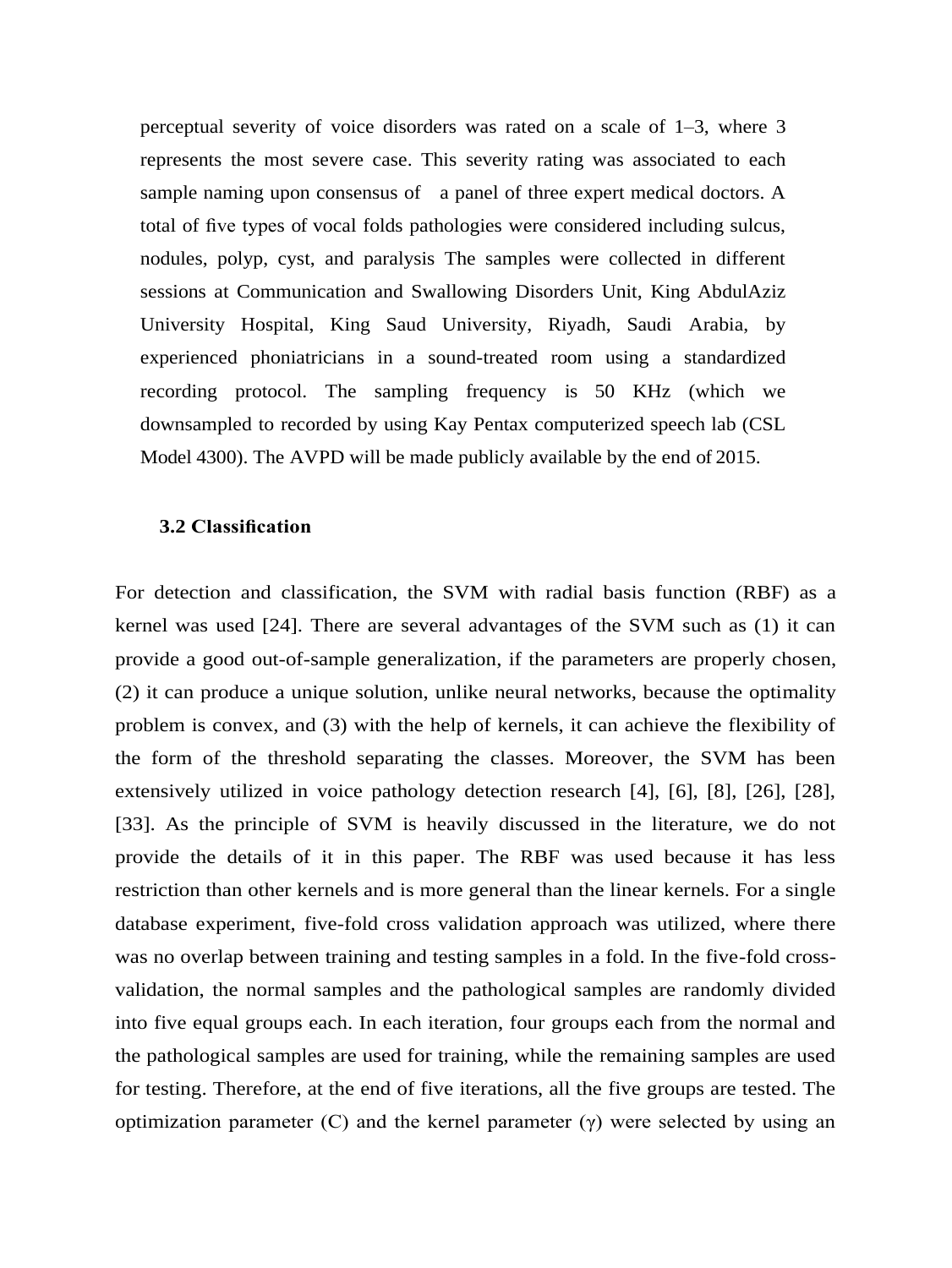perceptual severity of voice disorders was rated on a scale of 1–3, where 3 represents the most severe case. This severity rating was associated to each sample naming upon consensus of  a panel of three expert medical doctors. A total of five types of vocal folds pathologies were considered including sulcus, nodules, polyp, cyst, and paralysis The samples were collected in different sessions at Communication and Swallowing Disorders Unit, King AbdulAziz University Hospital, King Saud University, Riyadh, Saudi Arabia, by experienced phoniatricians in a sound-treated room using a standardized recording protocol. The sampling frequency is 50 KHz (which we downsampled to recorded by using Kay Pentax computerized speech lab (CSL Model 4300). The AVPD will be made publicly available by the end of 2015.

### 3.2 Classification

For detection and classification, the SVM with radial basis function (RBF) as a kernel was used [24]. There are several advantages of the SVM such as (1) it can provide a good out-of-sample generalization, if the parameters are properly chosen, (2) it can produce a unique solution, unlike neural networks, because the optimality problem is convex, and (3) with the help of kernels, it can achieve the flexibility of the form of the threshold separating the classes. Moreover, the SVM has been extensively utilized in voice pathology detection research [4], [6], [8], [26], [28], [33]. As the principle of SVM is heavily discussed in the literature, we do not provide the details of it in this paper. The RBF was used because it has less restriction than other kernels and is more general than the linear kernels. For a single database experiment, five-fold cross validation approach was utilized, where there was no overlap between training and testing samples in a fold. In the five-fold cross-validation, the normal samples and the pathological samples are randomly divided into five equal groups each. In each iteration, four groups each from the normal and the pathological samples are used for training, while the remaining samples are used for testing. Therefore, at the end of five iterations, all the five groups are tested. The optimization parameter (C) and the kernel parameter ($\gamma$) were selected by using an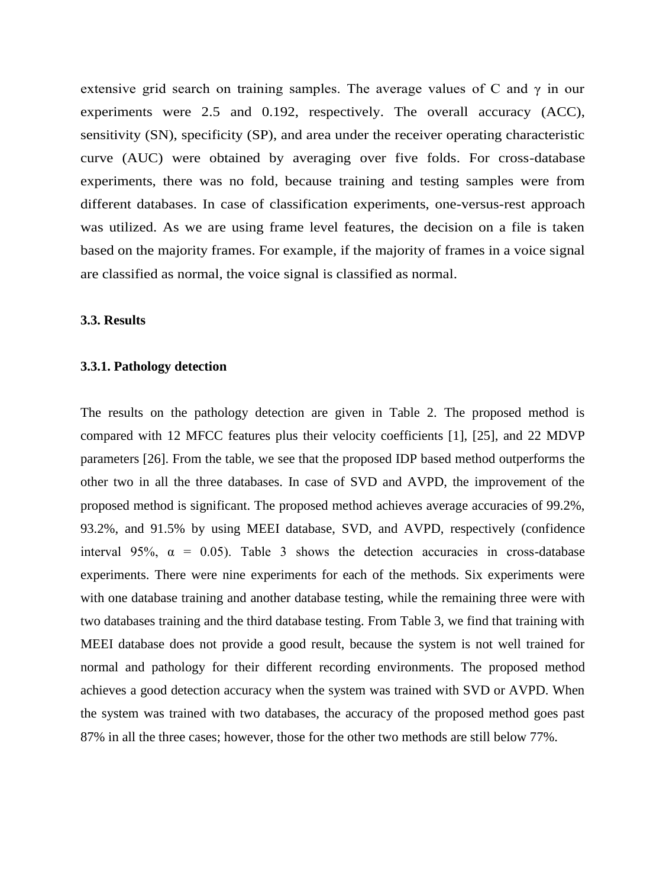extensive grid search on training samples. The average values of C and $\gamma$ in our experiments were 2.5 and 0.192, respectively. The overall accuracy (ACC), sensitivity (SN), specificity (SP), and area under the receiver operating characteristic curve (AUC) were obtained by averaging over five folds. For cross-database experiments, there was no fold, because training and testing samples were from different databases. In case of classification experiments, one-versus-rest approach was utilized. As we are using frame level features, the decision on a file is taken based on the majority frames. For example, if the majority of frames in a voice signal are classified as normal, the voice signal is classified as normal.

### 3.3. Results

#### 3.3.1. Pathology detection

The results on the pathology detection are given in Table 2. The proposed method is compared with 12 MFCC features plus their velocity coefficients [1], [25], and 22 MDVP parameters [26]. From the table, we see that the proposed IDP based method outperforms the other two in all the three databases. In case of SVD and AVPD, the improvement of the proposed method is significant. The proposed method achieves average accuracies of 99.2%, 93.2%, and 91.5% by using MEEI database, SVD, and AVPD, respectively (confidence interval 95%, $\alpha$ = 0.05). Table 3 shows the detection accuracies in cross-database experiments. There were nine experiments for each of the methods. Six experiments were with one database training and another database testing, while the remaining three were with two databases training and the third database testing. From Table 3, we find that training with MEEI database does not provide a good result, because the system is not well trained for normal and pathology for their different recording environments. The proposed method achieves a good detection accuracy when the system was trained with SVD or AVPD. When the system was trained with two databases, the accuracy of the proposed method goes past 87% in all the three cases; however, those for the other two methods are still below 77%.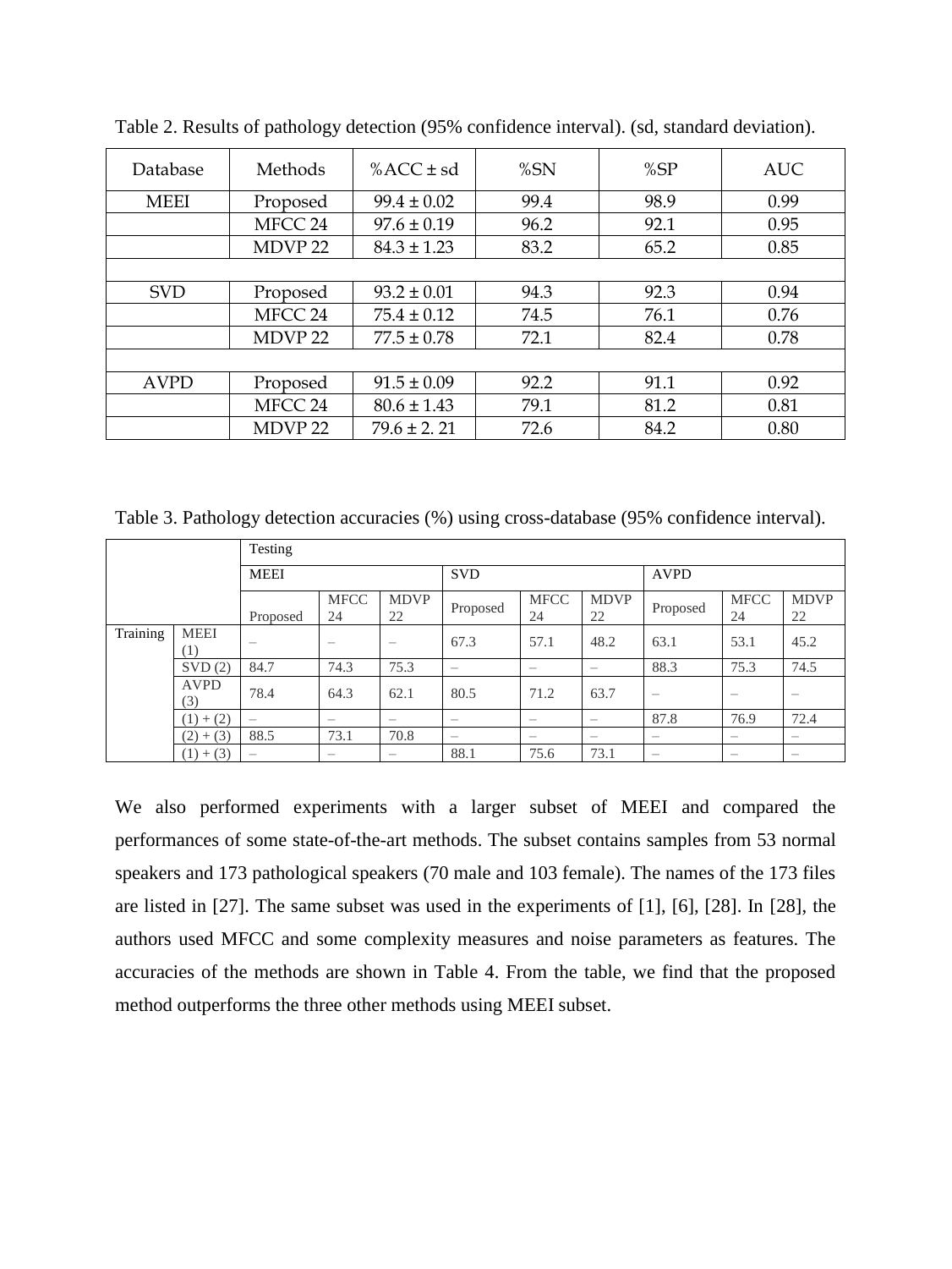Table 2. Results of pathology detection (95% confidence interval). (sd, standard deviation).

| Database | Methods | %ACC ± sd | %SN | %SP | AUC |
|---|---|---|---|---|---|
| MEEI | Proposed | 99.4 ± 0.02 | 99.4 | 98.9 | 0.99 |
| | MFCC 24 | 97.6 ± 0.19 | 96.2 | 92.1 | 0.95 |
| | MDVP 22 | 84.3 ± 1.23 | 83.2 | 65.2 | 0.85 |
| | | | | | |
| SVD | Proposed | 93.2 ± 0.01 | 94.3 | 92.3 | 0.94 |
| | MFCC 24 | 75.4 ± 0.12 | 74.5 | 76.1 | 0.76 |
| | MDVP 22 | 77.5 ± 0.78 | 72.1 | 82.4 | 0.78 |
| | | | | | |
| AVPD | Proposed | 91.5 ± 0.09 | 92.2 | 91.1 | 0.92 |
| | MFCC 24 | 80.6 ± 1.43 | 79.1 | 81.2 | 0.81 |
| | MDVP 22 | 79.6 ± 2. 21 | 72.6 | 84.2 | 0.80 |

Table 3. Pathology detection accuracies (%) using cross-database (95% confidence interval).

| | | Testing | | | | | | | | |
|---|---|---|---|---|---|---|---|---|---|---|
| | | MEEI | | | SVD | | | AVPD | | |
| | | Proposed | MFCC 24 | MDVP 22 | Proposed | MFCC 24 | MDVP 22 | Proposed | MFCC 24 | MDVP 22 |
| Training | MEEI (1) | – | – | – | 67.3 | 57.1 | 48.2 | 63.1 | 53.1 | 45.2 |
| | SVD (2) | 84.7 | 74.3 | 75.3 | – | – | – | 88.3 | 75.3 | 74.5 |
| | AVPD (3) | 78.4 | 64.3 | 62.1 | 80.5 | 71.2 | 63.7 | – | – | – |
| | (1) + (2) | – | – | – | – | – | – | 87.8 | 76.9 | 72.4 |
| | (2) + (3) | 88.5 | 73.1 | 70.8 | – | – | – | – | – | – |
| | (1) + (3) | – | – | – | 88.1 | 75.6 | 73.1 | – | – | – |

We also performed experiments with a larger subset of MEEI and compared the performances of some state-of-the-art methods. The subset contains samples from 53 normal speakers and 173 pathological speakers (70 male and 103 female). The names of the 173 files are listed in [27]. The same subset was used in the experiments of [1], [6], [28]. In [28], the authors used MFCC and some complexity measures and noise parameters as features. The accuracies of the methods are shown in Table 4. From the table, we find that the proposed method outperforms the three other methods using MEEI subset.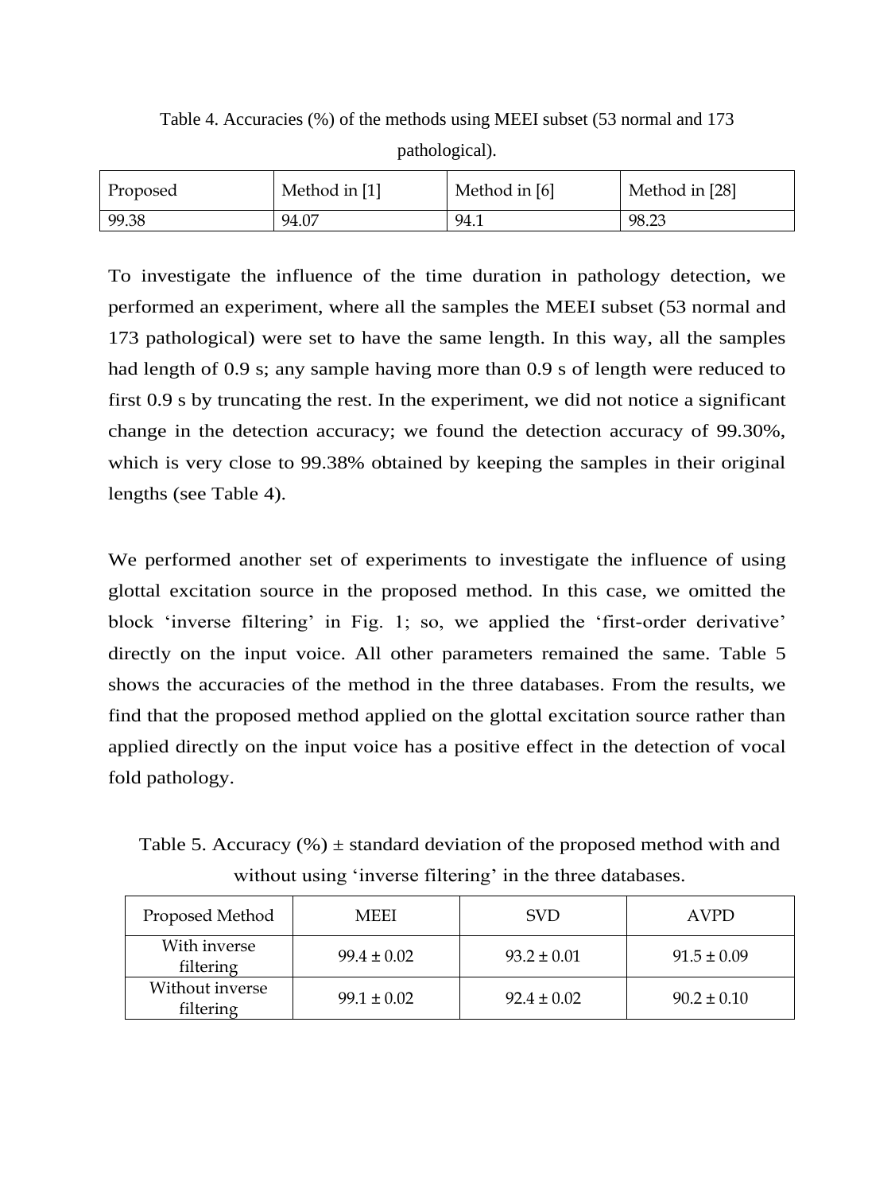Table 4. Accuracies (%) of the methods using MEEI subset (53 normal and 173 pathological).

| Proposed | Method in [1] | Method in [6] | Method in [28] |
|---|---|---|---|
| 99.38 | 94.07 | 94.1 | 98.23 |

To investigate the influence of the time duration in pathology detection, we performed an experiment, where all the samples the MEEI subset (53 normal and 173 pathological) were set to have the same length. In this way, all the samples had length of 0.9 s; any sample having more than 0.9 s of length were reduced to first 0.9 s by truncating the rest. In the experiment, we did not notice a significant change in the detection accuracy; we found the detection accuracy of 99.30%, which is very close to 99.38% obtained by keeping the samples in their original lengths (see Table 4).

We performed another set of experiments to investigate the influence of using glottal excitation source in the proposed method. In this case, we omitted the block 'inverse filtering' in Fig. 1; so, we applied the 'first-order derivative' directly on the input voice. All other parameters remained the same. Table 5 shows the accuracies of the method in the three databases. From the results, we find that the proposed method applied on the glottal excitation source rather than applied directly on the input voice has a positive effect in the detection of vocal fold pathology.

Table 5. Accuracy (%) ± standard deviation of the proposed method with and without using 'inverse filtering' in the three databases.

| Proposed Method | MEEI | SVD | AVPD |
|---|---|---|---|
| With inverse filtering | 99.4 ± 0.02 | 93.2 ± 0.01 | 91.5 ± 0.09 |
| Without inverse filtering | 99.1 ± 0.02 | 92.4 ± 0.02 | 90.2 ± 0.10 |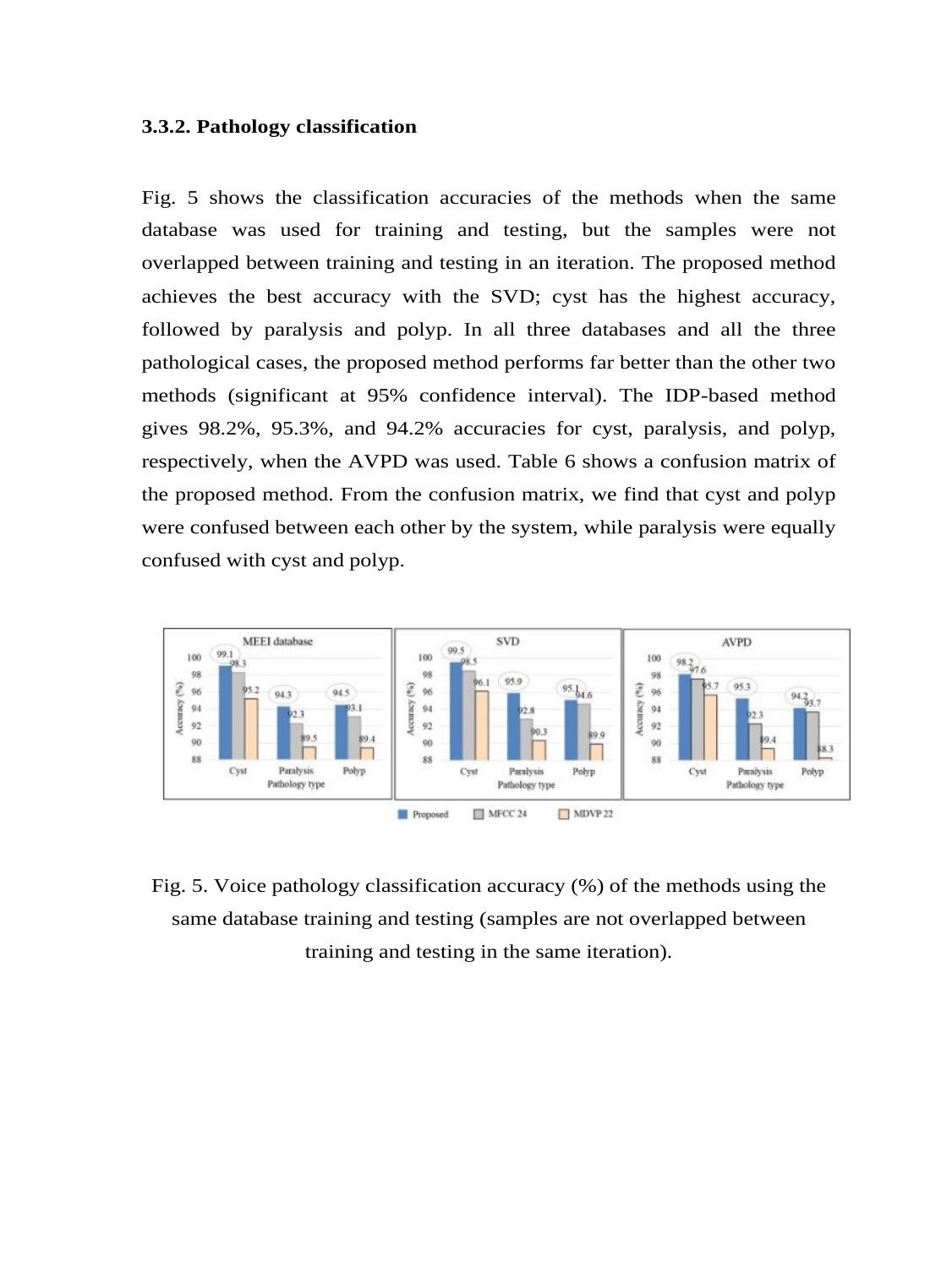### 3.3.2. Pathology classification

Fig. 5 shows the classification accuracies of the methods when the same database was used for training and testing, but the samples were not overlapped between training and testing in an iteration. The proposed method achieves the best accuracy with the SVD; cyst has the highest accuracy, followed by paralysis and polyp. In all three databases and all the three pathological cases, the proposed method performs far better than the other two methods (significant at 95% confidence interval). The IDP-based method gives 98.2%, 95.3%, and 94.2% accuracies for cyst, paralysis, and polyp, respectively, when the AVPD was used. Table 6 shows a confusion matrix of the proposed method. From the confusion matrix, we find that cyst and polyp were confused between each other by the system, while paralysis were equally confused with cyst and polyp.

Fig. 5. Voice pathology classification accuracy (%) of the methods using the same database training and testing (samples are not overlapped between training and testing in the same iteration).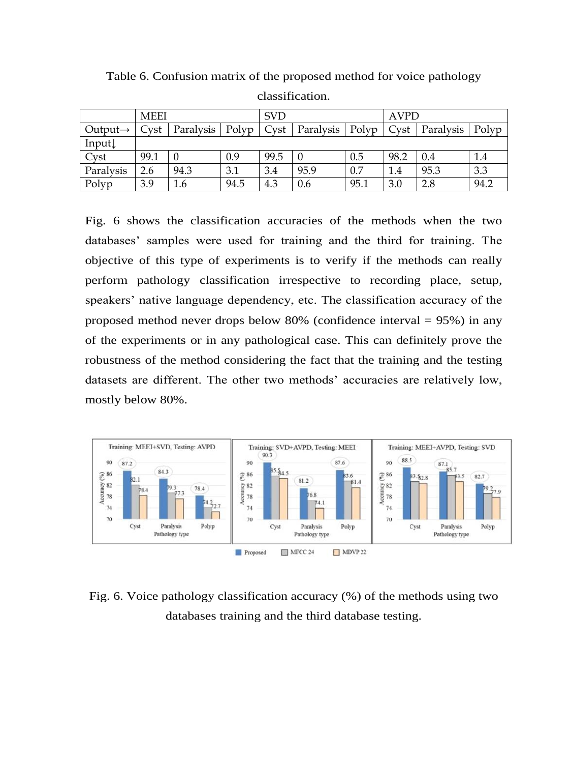Table 6. Confusion matrix of the proposed method for voice pathology classification.

| | MEEI | | | SVD | | | AVPD | | |
|---|---|---|---|---|---|---|---|---|---|
| Output→ | Cyst | Paralysis | Polyp | Cyst | Paralysis | Polyp | Cyst | Paralysis | Polyp |
| Input↓ | | | | | | | | | |
| Cyst | 99.1 | 0 | 0.9 | 99.5 | 0 | 0.5 | 98.2 | 0.4 | 1.4 |
| Paralysis | 2.6 | 94.3 | 3.1 | 3.4 | 95.9 | 0.7 | 1.4 | 95.3 | 3.3 |
| Polyp | 3.9 | 1.6 | 94.5 | 4.3 | 0.6 | 95.1 | 3.0 | 2.8 | 94.2 |

Fig. 6 shows the classification accuracies of the methods when the two databases' samples were used for training and the third for training. The objective of this type of experiments is to verify if the methods can really perform pathology classification irrespective to recording place, setup, speakers' native language dependency, etc. The classification accuracy of the proposed method never drops below 80% (confidence interval = 95%) in any of the experiments or in any pathological case. This can definitely prove the robustness of the method considering the fact that the training and the testing datasets are different. The other two methods' accuracies are relatively low, mostly below 80%.

Fig. 6. Voice pathology classification accuracy (%) of the methods using two databases training and the third database testing.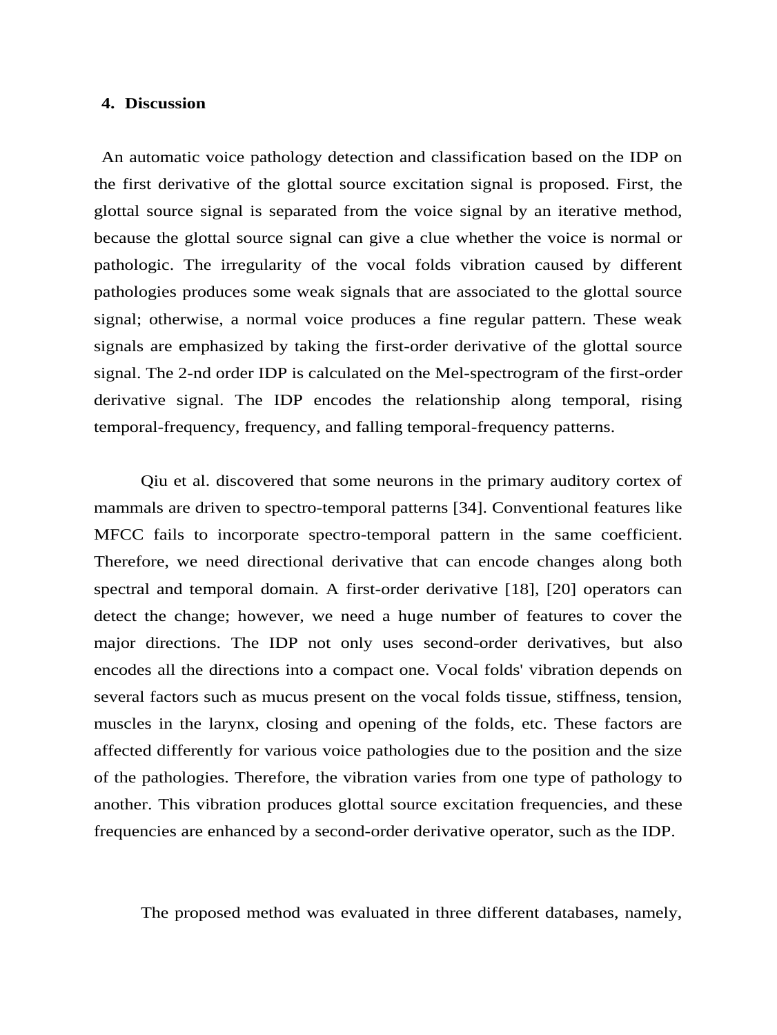## 4. Discussion

An automatic voice pathology detection and classification based on the IDP on the first derivative of the glottal source excitation signal is proposed. First, the glottal source signal is separated from the voice signal by an iterative method, because the glottal source signal can give a clue whether the voice is normal or pathologic. The irregularity of the vocal folds vibration caused by different pathologies produces some weak signals that are associated to the glottal source signal; otherwise, a normal voice produces a fine regular pattern. These weak signals are emphasized by taking the first-order derivative of the glottal source signal. The 2-nd order IDP is calculated on the Mel-spectrogram of the first-order derivative signal. The IDP encodes the relationship along temporal, rising temporal-frequency, frequency, and falling temporal-frequency patterns.

Qiu et al. discovered that some neurons in the primary auditory cortex of mammals are driven to spectro-temporal patterns [34]. Conventional features like MFCC fails to incorporate spectro-temporal pattern in the same coefficient. Therefore, we need directional derivative that can encode changes along both spectral and temporal domain. A first-order derivative [18], [20] operators can detect the change; however, we need a huge number of features to cover the major directions. The IDP not only uses second-order derivatives, but also encodes all the directions into a compact one. Vocal folds' vibration depends on several factors such as mucus present on the vocal folds tissue, stiffness, tension, muscles in the larynx, closing and opening of the folds, etc. These factors are affected differently for various voice pathologies due to the position and the size of the pathologies. Therefore, the vibration varies from one type of pathology to another. This vibration produces glottal source excitation frequencies, and these frequencies are enhanced by a second-order derivative operator, such as the IDP.

The proposed method was evaluated in three different databases, namely,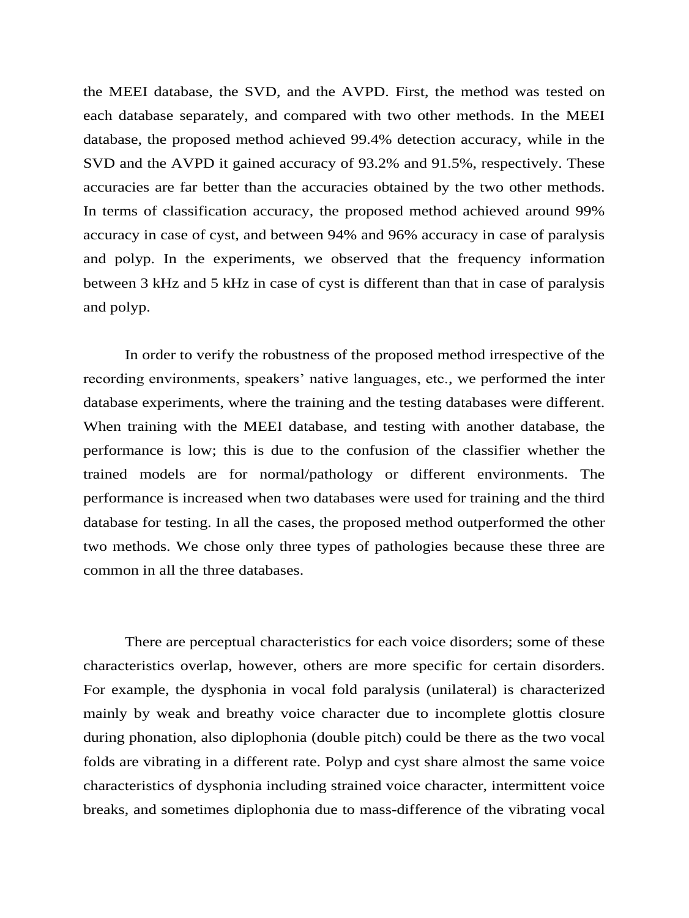the MEEI database, the SVD, and the AVPD. First, the method was tested on each database separately, and compared with two other methods. In the MEEI database, the proposed method achieved 99.4% detection accuracy, while in the SVD and the AVPD it gained accuracy of 93.2% and 91.5%, respectively. These accuracies are far better than the accuracies obtained by the two other methods. In terms of classification accuracy, the proposed method achieved around 99% accuracy in case of cyst, and between 94% and 96% accuracy in case of paralysis and polyp. In the experiments, we observed that the frequency information between 3 kHz and 5 kHz in case of cyst is different than that in case of paralysis and polyp.

In order to verify the robustness of the proposed method irrespective of the recording environments, speakers' native languages, etc., we performed the inter database experiments, where the training and the testing databases were different. When training with the MEEI database, and testing with another database, the performance is low; this is due to the confusion of the classifier whether the trained models are for normal/pathology or different environments. The performance is increased when two databases were used for training and the third database for testing. In all the cases, the proposed method outperformed the other two methods. We chose only three types of pathologies because these three are common in all the three databases.

There are perceptual characteristics for each voice disorders; some of these characteristics overlap, however, others are more specific for certain disorders. For example, the dysphonia in vocal fold paralysis (unilateral) is characterized mainly by weak and breathy voice character due to incomplete glottis closure during phonation, also diplophonia (double pitch) could be there as the two vocal folds are vibrating in a different rate. Polyp and cyst share almost the same voice characteristics of dysphonia including strained voice character, intermittent voice breaks, and sometimes diplophonia due to mass-difference of the vibrating vocal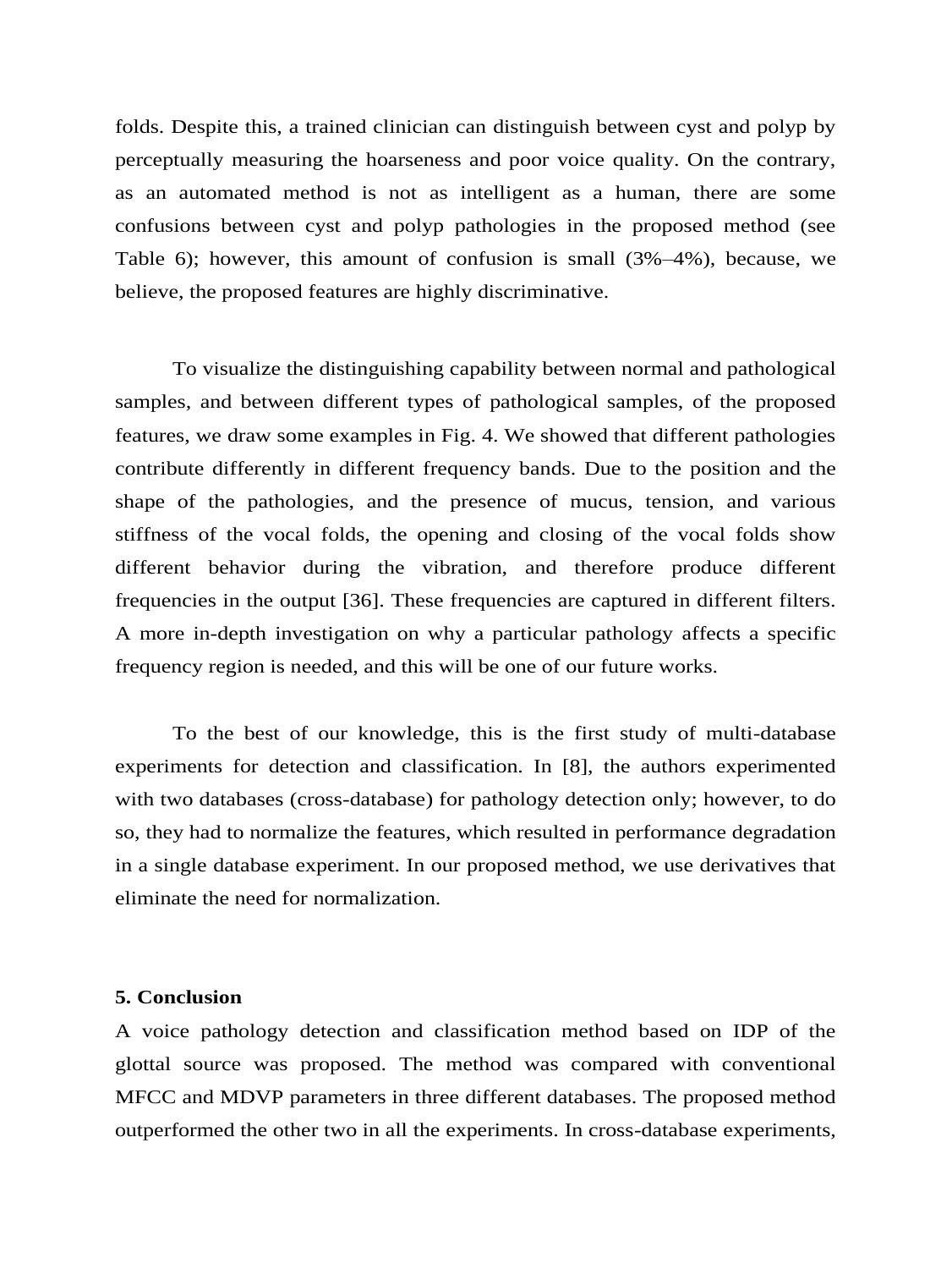folds. Despite this, a trained clinician can distinguish between cyst and polyp by perceptually measuring the hoarseness and poor voice quality. On the contrary, as an automated method is not as intelligent as a human, there are some confusions between cyst and polyp pathologies in the proposed method (see Table 6); however, this amount of confusion is small (3%–4%), because, we believe, the proposed features are highly discriminative.

To visualize the distinguishing capability between normal and pathological samples, and between different types of pathological samples, of the proposed features, we draw some examples in Fig. 4. We showed that different pathologies contribute differently in different frequency bands. Due to the position and the shape of the pathologies, and the presence of mucus, tension, and various stiffness of the vocal folds, the opening and closing of the vocal folds show different behavior during the vibration, and therefore produce different frequencies in the output [36]. These frequencies are captured in different filters. A more in-depth investigation on why a particular pathology affects a specific frequency region is needed, and this will be one of our future works.

To the best of our knowledge, this is the first study of multi-database experiments for detection and classification. In [8], the authors experimented with two databases (cross-database) for pathology detection only; however, to do so, they had to normalize the features, which resulted in performance degradation in a single database experiment. In our proposed method, we use derivatives that eliminate the need for normalization.

## 5. Conclusion

A voice pathology detection and classification method based on IDP of the glottal source was proposed. The method was compared with conventional MFCC and MDVP parameters in three different databases. The proposed method outperformed the other two in all the experiments. In cross-database experiments,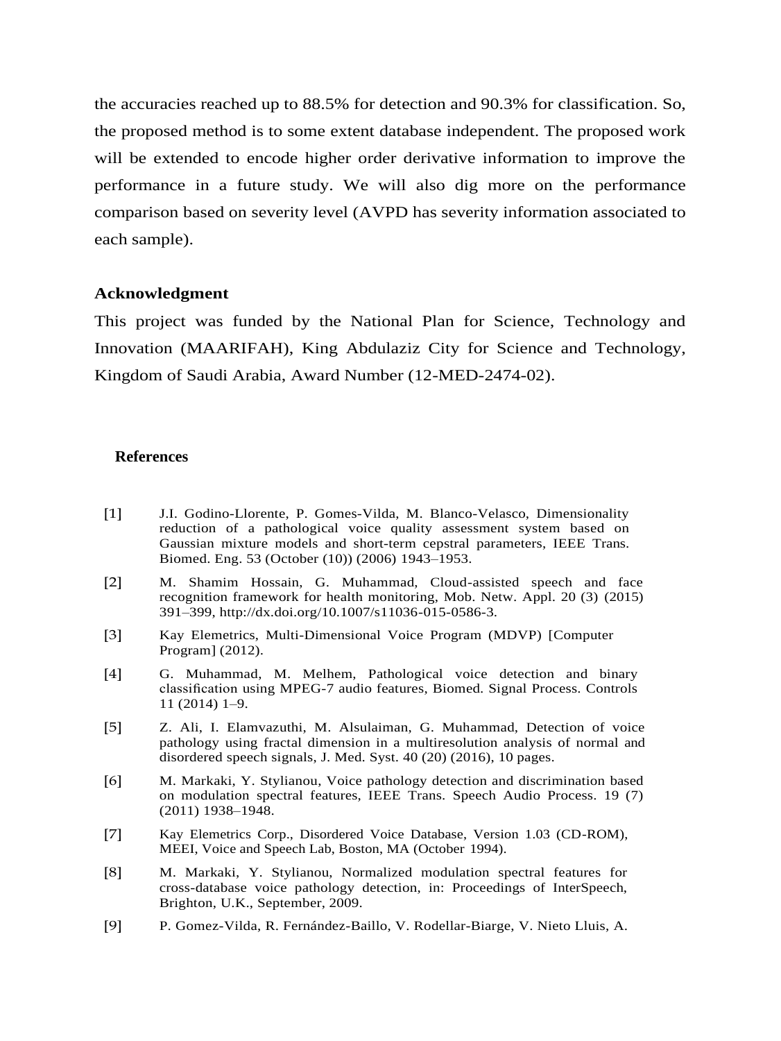the accuracies reached up to 88.5% for detection and 90.3% for classification. So, the proposed method is to some extent database independent. The proposed work will be extended to encode higher order derivative information to improve the performance in a future study. We will also dig more on the performance comparison based on severity level (AVPD has severity information associated to each sample).

## Acknowledgment

This project was funded by the National Plan for Science, Technology and Innovation (MAARIFAH), King Abdulaziz City for Science and Technology, Kingdom of Saudi Arabia, Award Number (12-MED-2474-02).

## References

[1] J.I. Godino-Llorente, P. Gomes-Vilda, M. Blanco-Velasco, Dimensionality reduction of a pathological voice quality assessment system based on Gaussian mixture models and short-term cepstral parameters, IEEE Trans. Biomed. Eng. 53 (October (10)) (2006) 1943–1953.

[2] M. Shamim Hossain, G. Muhammad, Cloud-assisted speech and face recognition framework for health monitoring, Mob. Netw. Appl. 20 (3) (2015) 391–399, http://dx.doi.org/10.1007/s11036-015-0586-3.

[3] Kay Elemetrics, Multi-Dimensional Voice Program (MDVP) [Computer Program] (2012).

[4] G. Muhammad, M. Melhem, Pathological voice detection and binary classification using MPEG-7 audio features, Biomed. Signal Process. Controls 11 (2014) 1–9.

[5] Z. Ali, I. Elamvazuthi, M. Alsulaiman, G. Muhammad, Detection of voice pathology using fractal dimension in a multiresolution analysis of normal and disordered speech signals, J. Med. Syst. 40 (20) (2016), 10 pages.

[6] M. Markaki, Y. Stylianou, Voice pathology detection and discrimination based on modulation spectral features, IEEE Trans. Speech Audio Process. 19 (7) (2011) 1938–1948.

[7] Kay Elemetrics Corp., Disordered Voice Database, Version 1.03 (CD-ROM), MEEI, Voice and Speech Lab, Boston, MA (October 1994).

[8] M. Markaki, Y. Stylianou, Normalized modulation spectral features for cross-database voice pathology detection, in: Proceedings of InterSpeech, Brighton, U.K., September, 2009.

[9] P. Gomez-Vilda, R. Fernández-Baillo, V. Rodellar-Biarge, V. Nieto Lluis, A.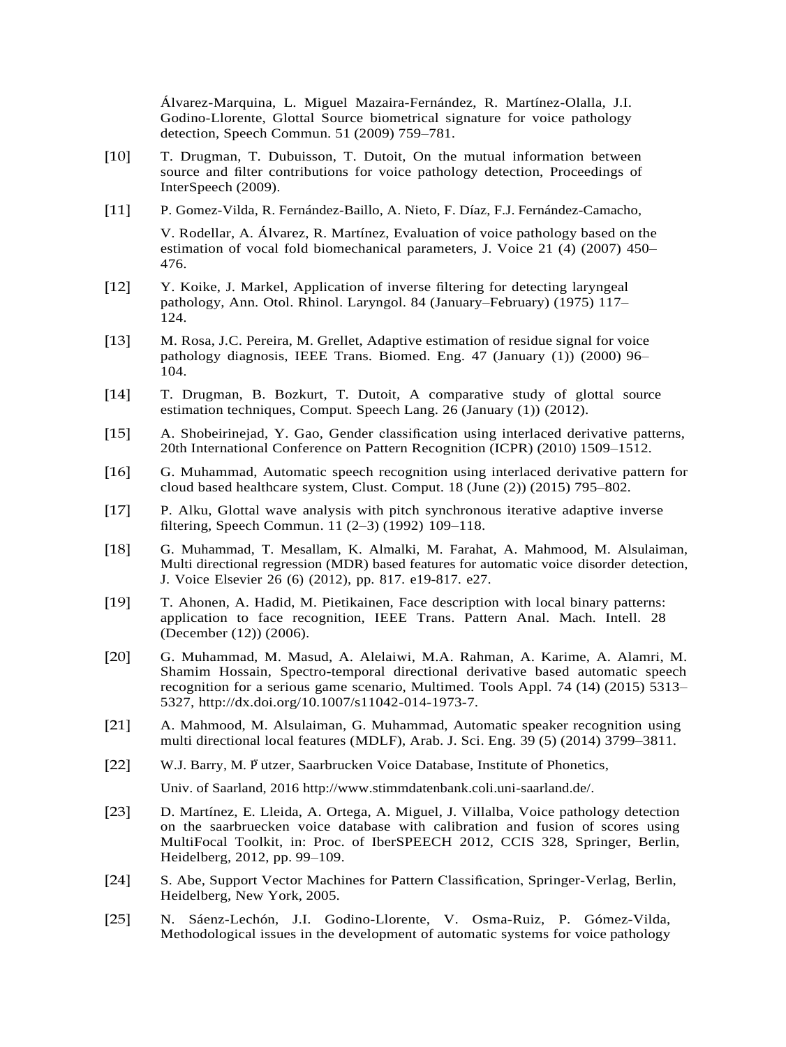Álvarez-Marquina, L. Miguel Mazaira-Fernández, R. Martínez-Olalla, J.I. Godino-Llorente, Glottal Source biometrical signature for voice pathology detection, Speech Commun. 51 (2009) 759–781.

[10] T. Drugman, T. Dubuisson, T. Dutoit, On the mutual information between source and filter contributions for voice pathology detection, Proceedings of InterSpeech (2009).

[11] P. Gomez-Vilda, R. Fernández-Baillo, A. Nieto, F. Díaz, F.J. Fernández-Camacho,

V. Rodellar, A. Álvarez, R. Martínez, Evaluation of voice pathology based on the estimation of vocal fold biomechanical parameters, J. Voice 21 (4) (2007) 450–476.

[12] Y. Koike, J. Markel, Application of inverse filtering for detecting laryngeal pathology, Ann. Otol. Rhinol. Laryngol. 84 (January–February) (1975) 117–124.

[13] M. Rosa, J.C. Pereira, M. Grellet, Adaptive estimation of residue signal for voice pathology diagnosis, IEEE Trans. Biomed. Eng. 47 (January (1)) (2000) 96–104.

[14] T. Drugman, B. Bozkurt, T. Dutoit, A comparative study of glottal source estimation techniques, Comput. Speech Lang. 26 (January (1)) (2012).

[15] A. Shobeirinejad, Y. Gao, Gender classification using interlaced derivative patterns, 20th International Conference on Pattern Recognition (ICPR) (2010) 1509–1512.

[16] G. Muhammad, Automatic speech recognition using interlaced derivative pattern for cloud based healthcare system, Clust. Comput. 18 (June (2)) (2015) 795–802.

[17] P. Alku, Glottal wave analysis with pitch synchronous iterative adaptive inverse filtering, Speech Commun. 11 (2–3) (1992) 109–118.

[18] G. Muhammad, T. Mesallam, K. Almalki, M. Farahat, A. Mahmood, M. Alsulaiman, Multi directional regression (MDR) based features for automatic voice disorder detection, J. Voice Elsevier 26 (6) (2012), pp. 817. e19-817. e27.

[19] T. Ahonen, A. Hadid, M. Pietikainen, Face description with local binary patterns: application to face recognition, IEEE Trans. Pattern Anal. Mach. Intell. 28 (December (12)) (2006).

[20] G. Muhammad, M. Masud, A. Alelaiwi, M.A. Rahman, A. Karime, A. Alamri, M. Shamim Hossain, Spectro-temporal directional derivative based automatic speech recognition for a serious game scenario, Multimed. Tools Appl. 74 (14) (2015) 5313–5327, http://dx.doi.org/10.1007/s11042-014-1973-7.

[21] A. Mahmood, M. Alsulaiman, G. Muhammad, Automatic speaker recognition using multi directional local features (MDLF), Arab. J. Sci. Eng. 39 (5) (2014) 3799–3811.

[22] W.J. Barry, M. P̈utzer, Saarbrucken Voice Database, Institute of Phonetics,

Univ. of Saarland, 2016 http://www.stimmdatenbank.coli.uni-saarland.de/.

[23] D. Martínez, E. Lleida, A. Ortega, A. Miguel, J. Villalba, Voice pathology detection on the saarbruecken voice database with calibration and fusion of scores using MultiFocal Toolkit, in: Proc. of IberSPEECH 2012, CCIS 328, Springer, Berlin, Heidelberg, 2012, pp. 99–109.

[24] S. Abe, Support Vector Machines for Pattern Classification, Springer-Verlag, Berlin, Heidelberg, New York, 2005.

[25] N. Sáenz-Lechón, J.I. Godino-Llorente, V. Osma-Ruiz, P. Gómez-Vilda, Methodological issues in the development of automatic systems for voice pathology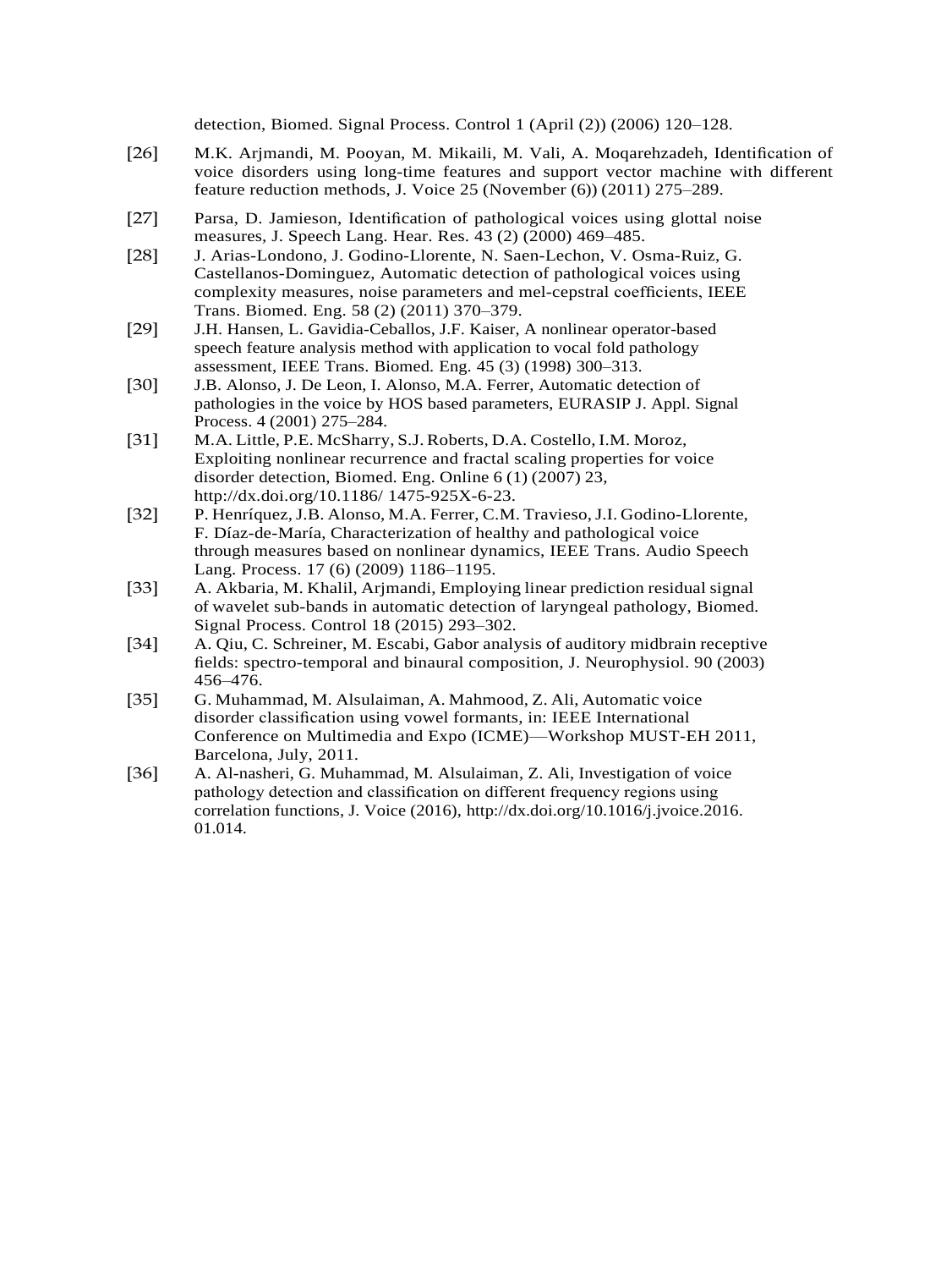detection, Biomed. Signal Process. Control 1 (April (2)) (2006) 120–128.

[26] M.K. Arjmandi, M. Pooyan, M. Mikaili, M. Vali, A. Moqarehzadeh, Identification of voice disorders using long-time features and support vector machine with different feature reduction methods, J. Voice 25 (November (6)) (2011) 275–289.

[27] Parsa, D. Jamieson, Identification of pathological voices using glottal noise measures, J. Speech Lang. Hear. Res. 43 (2) (2000) 469–485.

[28] J. Arias-Londono, J. Godino-Llorente, N. Saen-Lechon, V. Osma-Ruiz, G. Castellanos-Dominguez, Automatic detection of pathological voices using complexity measures, noise parameters and mel-cepstral coefficients, IEEE Trans. Biomed. Eng. 58 (2) (2011) 370–379.

[29] J.H. Hansen, L. Gavidia-Ceballos, J.F. Kaiser, A nonlinear operator-based speech feature analysis method with application to vocal fold pathology assessment, IEEE Trans. Biomed. Eng. 45 (3) (1998) 300–313.

[30] J.B. Alonso, J. De Leon, I. Alonso, M.A. Ferrer, Automatic detection of pathologies in the voice by HOS based parameters, EURASIP J. Appl. Signal Process. 4 (2001) 275–284.

[31] M.A. Little, P.E. McSharry, S.J. Roberts, D.A. Costello, I.M. Moroz, Exploiting nonlinear recurrence and fractal scaling properties for voice disorder detection, Biomed. Eng. Online 6 (1) (2007) 23, http://dx.doi.org/10.1186/ 1475-925X-6-23.

[32] P. Henríquez, J.B. Alonso, M.A. Ferrer, C.M. Travieso, J.I. Godino-Llorente, F. Díaz-de-María, Characterization of healthy and pathological voice through measures based on nonlinear dynamics, IEEE Trans. Audio Speech Lang. Process. 17 (6) (2009) 1186–1195.

[33] A. Akbaria, M. Khalil, Arjmandi, Employing linear prediction residual signal of wavelet sub-bands in automatic detection of laryngeal pathology, Biomed. Signal Process. Control 18 (2015) 293–302.

[34] A. Qiu, C. Schreiner, M. Escabi, Gabor analysis of auditory midbrain receptive fields: spectro-temporal and binaural composition, J. Neurophysiol. 90 (2003) 456–476.

[35] G. Muhammad, M. Alsulaiman, A. Mahmood, Z. Ali, Automatic voice disorder classification using vowel formants, in: IEEE International Conference on Multimedia and Expo (ICME)—Workshop MUST-EH 2011, Barcelona, July, 2011.

[36] A. Al-nasheri, G. Muhammad, M. Alsulaiman, Z. Ali, Investigation of voice pathology detection and classification on different frequency regions using correlation functions, J. Voice (2016), http://dx.doi.org/10.1016/j.jvoice.2016. 01.014.